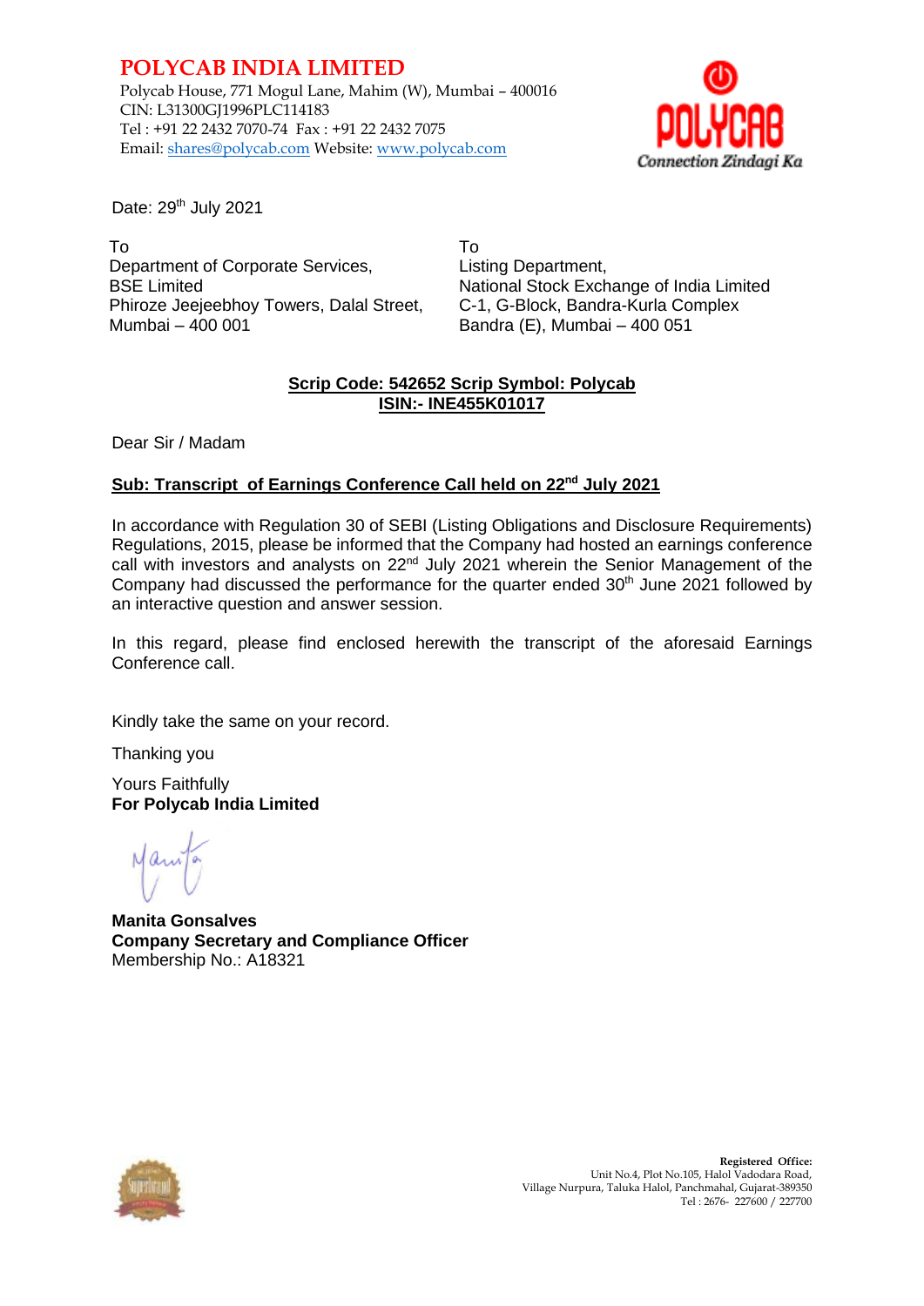# POLYCAB INDIA LIMITED

Polycab House, 771 Mogul Lane, Mahim (W), Mumbai – 400016
CIN: L31300GJ1996PLC114183
Tel : +91 22 2432 7070-74 Fax : +91 22 2432 7075
Email: shares@polycab.com Website: www.polycab.com

Date: 29th July 2021

To
Department of Corporate Services,
BSE Limited
Phiroze Jeejeebhoy Towers, Dalal Street,
Mumbai – 400 001

To
Listing Department,
National Stock Exchange of India Limited
C-1, G-Block, Bandra-Kurla Complex
Bandra (E), Mumbai – 400 051

**Scrip Code: 542652 Scrip Symbol: Polycab**
**ISIN:- INE455K01017**

Dear Sir / Madam

**Sub: Transcript of Earnings Conference Call held on 22nd July 2021**

In accordance with Regulation 30 of SEBI (Listing Obligations and Disclosure Requirements) Regulations, 2015, please be informed that the Company had hosted an earnings conference call with investors and analysts on 22nd July 2021 wherein the Senior Management of the Company had discussed the performance for the quarter ended 30th June 2021 followed by an interactive question and answer session.

In this regard, please find enclosed herewith the transcript of the aforesaid Earnings Conference call.

Kindly take the same on your record.

Thanking you

Yours Faithfully
**For Polycab India Limited**

**Manita Gonsalves**
**Company Secretary and Compliance Officer**
Membership No.: A18321

**Registered Office:**
Unit No.4, Plot No.105, Halol Vadodara Road,
Village Nurpura, Taluka Halol, Panchmahal, Gujarat-389350
Tel : 2676- 227600 / 227700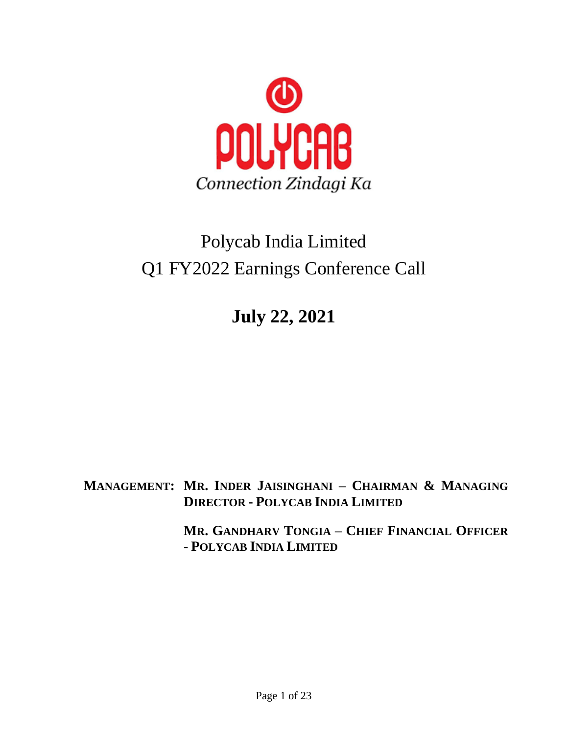Polycab India Limited

Q1 FY2022 Earnings Conference Call

**July 22, 2021**

**MANAGEMENT:** **MR. INDER JAISINGHANI – CHAIRMAN & MANAGING DIRECTOR - POLYCAB INDIA LIMITED**

**MR. GANDHARV TONGIA – CHIEF FINANCIAL OFFICER - POLYCAB INDIA LIMITED**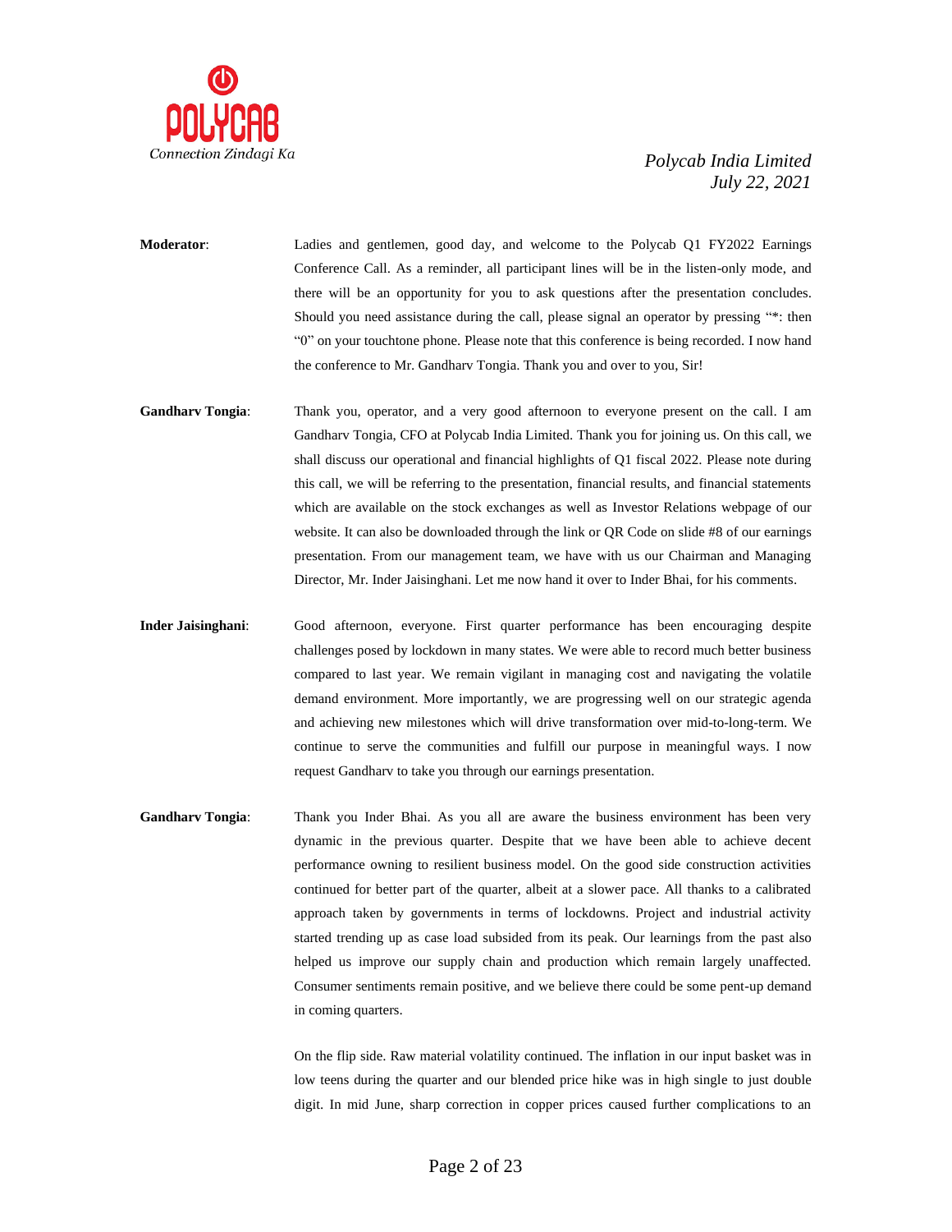**Moderator**: Ladies and gentlemen, good day, and welcome to the Polycab Q1 FY2022 Earnings Conference Call. As a reminder, all participant lines will be in the listen-only mode, and there will be an opportunity for you to ask questions after the presentation concludes. Should you need assistance during the call, please signal an operator by pressing "*: then "0" on your touchtone phone. Please note that this conference is being recorded. I now hand the conference to Mr. Gandharv Tongia. Thank you and over to you, Sir!

**Gandharv Tongia**: Thank you, operator, and a very good afternoon to everyone present on the call. I am Gandharv Tongia, CFO at Polycab India Limited. Thank you for joining us. On this call, we shall discuss our operational and financial highlights of Q1 fiscal 2022. Please note during this call, we will be referring to the presentation, financial results, and financial statements which are available on the stock exchanges as well as Investor Relations webpage of our website. It can also be downloaded through the link or QR Code on slide #8 of our earnings presentation. From our management team, we have with us our Chairman and Managing Director, Mr. Inder Jaisinghani. Let me now hand it over to Inder Bhai, for his comments.

**Inder Jaisinghani**: Good afternoon, everyone. First quarter performance has been encouraging despite challenges posed by lockdown in many states. We were able to record much better business compared to last year. We remain vigilant in managing cost and navigating the volatile demand environment. More importantly, we are progressing well on our strategic agenda and achieving new milestones which will drive transformation over mid-to-long-term. We continue to serve the communities and fulfill our purpose in meaningful ways. I now request Gandharv to take you through our earnings presentation.

**Gandharv Tongia**: Thank you Inder Bhai. As you all are aware the business environment has been very dynamic in the previous quarter. Despite that we have been able to achieve decent performance owning to resilient business model. On the good side construction activities continued for better part of the quarter, albeit at a slower pace. All thanks to a calibrated approach taken by governments in terms of lockdowns. Project and industrial activity started trending up as case load subsided from its peak. Our learnings from the past also helped us improve our supply chain and production which remain largely unaffected. Consumer sentiments remain positive, and we believe there could be some pent-up demand in coming quarters.

On the flip side. Raw material volatility continued. The inflation in our input basket was in low teens during the quarter and our blended price hike was in high single to just double digit. In mid June, sharp correction in copper prices caused further complications to an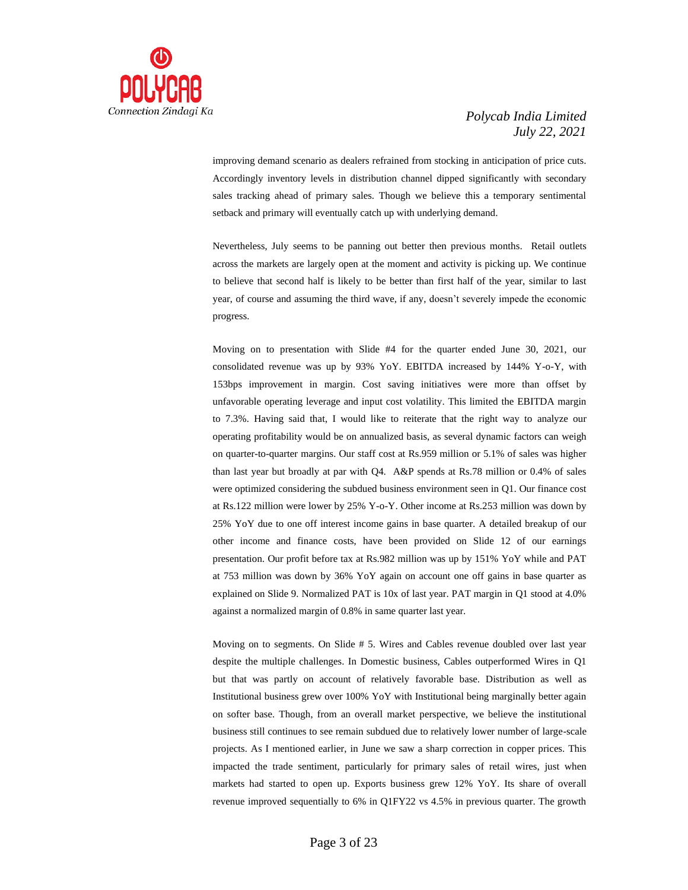improving demand scenario as dealers refrained from stocking in anticipation of price cuts. Accordingly inventory levels in distribution channel dipped significantly with secondary sales tracking ahead of primary sales. Though we believe this a temporary sentimental setback and primary will eventually catch up with underlying demand.

Nevertheless, July seems to be panning out better then previous months. Retail outlets across the markets are largely open at the moment and activity is picking up. We continue to believe that second half is likely to be better than first half of the year, similar to last year, of course and assuming the third wave, if any, doesn't severely impede the economic progress.

Moving on to presentation with Slide #4 for the quarter ended June 30, 2021, our consolidated revenue was up by 93% YoY. EBITDA increased by 144% Y-o-Y, with 153bps improvement in margin. Cost saving initiatives were more than offset by unfavorable operating leverage and input cost volatility. This limited the EBITDA margin to 7.3%. Having said that, I would like to reiterate that the right way to analyze our operating profitability would be on annualized basis, as several dynamic factors can weigh on quarter-to-quarter margins. Our staff cost at Rs.959 million or 5.1% of sales was higher than last year but broadly at par with Q4. A&P spends at Rs.78 million or 0.4% of sales were optimized considering the subdued business environment seen in Q1. Our finance cost at Rs.122 million were lower by 25% Y-o-Y. Other income at Rs.253 million was down by 25% YoY due to one off interest income gains in base quarter. A detailed breakup of our other income and finance costs, have been provided on Slide 12 of our earnings presentation. Our profit before tax at Rs.982 million was up by 151% YoY while and PAT at 753 million was down by 36% YoY again on account one off gains in base quarter as explained on Slide 9. Normalized PAT is 10x of last year. PAT margin in Q1 stood at 4.0% against a normalized margin of 0.8% in same quarter last year.

Moving on to segments. On Slide # 5. Wires and Cables revenue doubled over last year despite the multiple challenges. In Domestic business, Cables outperformed Wires in Q1 but that was partly on account of relatively favorable base. Distribution as well as Institutional business grew over 100% YoY with Institutional being marginally better again on softer base. Though, from an overall market perspective, we believe the institutional business still continues to see remain subdued due to relatively lower number of large-scale projects. As I mentioned earlier, in June we saw a sharp correction in copper prices. This impacted the trade sentiment, particularly for primary sales of retail wires, just when markets had started to open up. Exports business grew 12% YoY. Its share of overall revenue improved sequentially to 6% in Q1FY22 vs 4.5% in previous quarter. The growth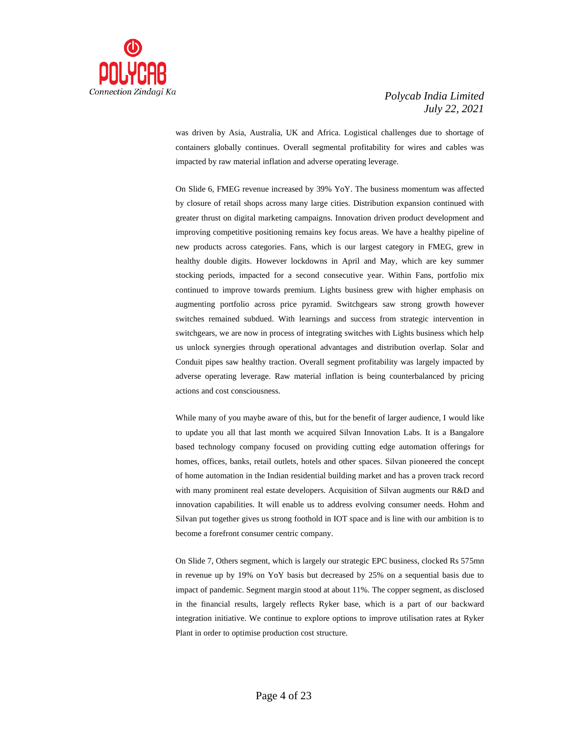was driven by Asia, Australia, UK and Africa. Logistical challenges due to shortage of containers globally continues. Overall segmental profitability for wires and cables was impacted by raw material inflation and adverse operating leverage.

On Slide 6, FMEG revenue increased by 39% YoY. The business momentum was affected by closure of retail shops across many large cities. Distribution expansion continued with greater thrust on digital marketing campaigns. Innovation driven product development and improving competitive positioning remains key focus areas. We have a healthy pipeline of new products across categories. Fans, which is our largest category in FMEG, grew in healthy double digits. However lockdowns in April and May, which are key summer stocking periods, impacted for a second consecutive year. Within Fans, portfolio mix continued to improve towards premium. Lights business grew with higher emphasis on augmenting portfolio across price pyramid. Switchgears saw strong growth however switches remained subdued. With learnings and success from strategic intervention in switchgears, we are now in process of integrating switches with Lights business which help us unlock synergies through operational advantages and distribution overlap. Solar and Conduit pipes saw healthy traction. Overall segment profitability was largely impacted by adverse operating leverage. Raw material inflation is being counterbalanced by pricing actions and cost consciousness.

While many of you maybe aware of this, but for the benefit of larger audience, I would like to update you all that last month we acquired Silvan Innovation Labs. It is a Bangalore based technology company focused on providing cutting edge automation offerings for homes, offices, banks, retail outlets, hotels and other spaces. Silvan pioneered the concept of home automation in the Indian residential building market and has a proven track record with many prominent real estate developers. Acquisition of Silvan augments our R&D and innovation capabilities. It will enable us to address evolving consumer needs. Hohm and Silvan put together gives us strong foothold in IOT space and is line with our ambition is to become a forefront consumer centric company.

On Slide 7, Others segment, which is largely our strategic EPC business, clocked Rs 575mn in revenue up by 19% on YoY basis but decreased by 25% on a sequential basis due to impact of pandemic. Segment margin stood at about 11%. The copper segment, as disclosed in the financial results, largely reflects Ryker base, which is a part of our backward integration initiative. We continue to explore options to improve utilisation rates at Ryker Plant in order to optimise production cost structure.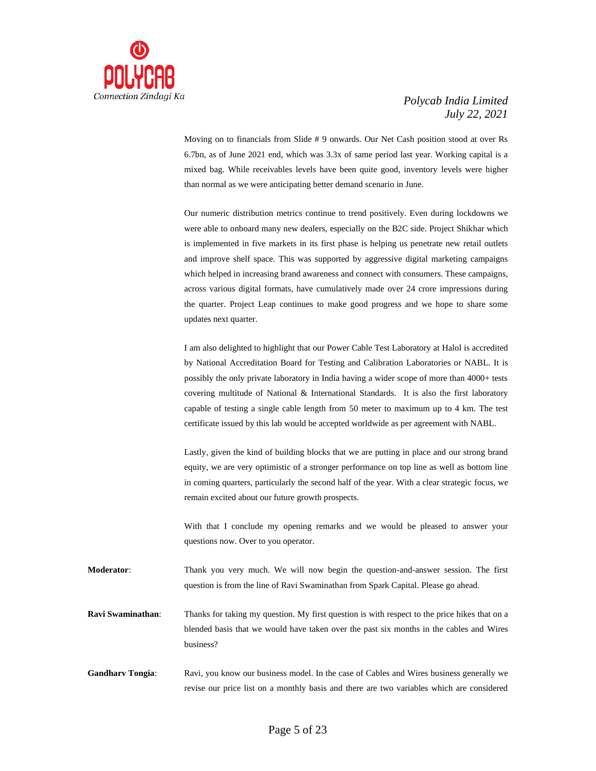Moving on to financials from Slide # 9 onwards. Our Net Cash position stood at over Rs 6.7bn, as of June 2021 end, which was 3.3x of same period last year. Working capital is a mixed bag. While receivables levels have been quite good, inventory levels were higher than normal as we were anticipating better demand scenario in June.

Our numeric distribution metrics continue to trend positively. Even during lockdowns we were able to onboard many new dealers, especially on the B2C side. Project Shikhar which is implemented in five markets in its first phase is helping us penetrate new retail outlets and improve shelf space. This was supported by aggressive digital marketing campaigns which helped in increasing brand awareness and connect with consumers. These campaigns, across various digital formats, have cumulatively made over 24 crore impressions during the quarter. Project Leap continues to make good progress and we hope to share some updates next quarter.

I am also delighted to highlight that our Power Cable Test Laboratory at Halol is accredited by National Accreditation Board for Testing and Calibration Laboratories or NABL. It is possibly the only private laboratory in India having a wider scope of more than 4000+ tests covering multitude of National & International Standards. It is also the first laboratory capable of testing a single cable length from 50 meter to maximum up to 4 km. The test certificate issued by this lab would be accepted worldwide as per agreement with NABL.

Lastly, given the kind of building blocks that we are putting in place and our strong brand equity, we are very optimistic of a stronger performance on top line as well as bottom line in coming quarters, particularly the second half of the year. With a clear strategic focus, we remain excited about our future growth prospects.

With that I conclude my opening remarks and we would be pleased to answer your questions now. Over to you operator.

**Moderator**: Thank you very much. We will now begin the question-and-answer session. The first question is from the line of Ravi Swaminathan from Spark Capital. Please go ahead.

**Ravi Swaminathan**: Thanks for taking my question. My first question is with respect to the price hikes that on a blended basis that we would have taken over the past six months in the cables and Wires business?

**Gandharv Tongia**: Ravi, you know our business model. In the case of Cables and Wires business generally we revise our price list on a monthly basis and there are two variables which are considered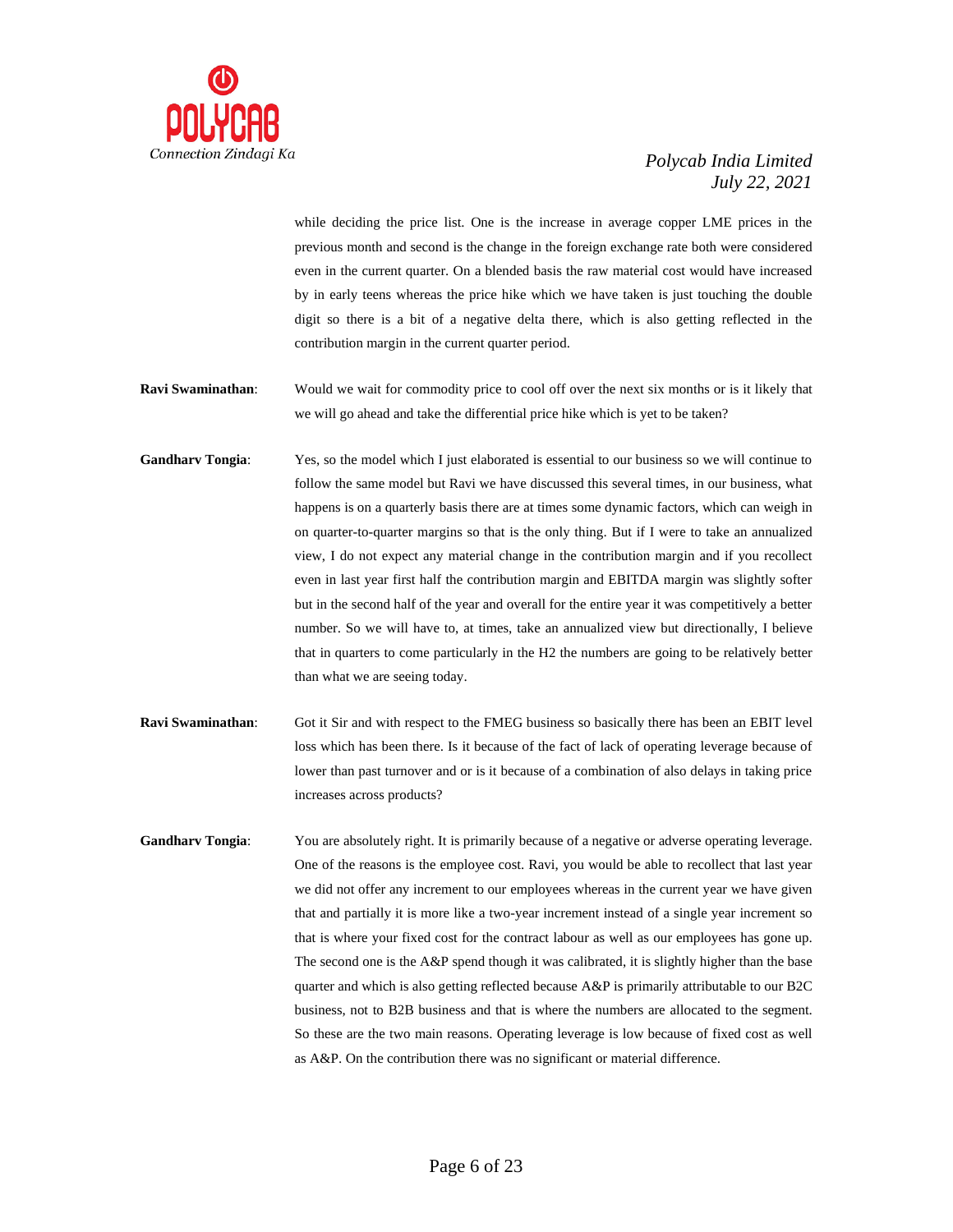while deciding the price list. One is the increase in average copper LME prices in the previous month and second is the change in the foreign exchange rate both were considered even in the current quarter. On a blended basis the raw material cost would have increased by in early teens whereas the price hike which we have taken is just touching the double digit so there is a bit of a negative delta there, which is also getting reflected in the contribution margin in the current quarter period.

**Ravi Swaminathan**: Would we wait for commodity price to cool off over the next six months or is it likely that we will go ahead and take the differential price hike which is yet to be taken?

**Gandharv Tongia**: Yes, so the model which I just elaborated is essential to our business so we will continue to follow the same model but Ravi we have discussed this several times, in our business, what happens is on a quarterly basis there are at times some dynamic factors, which can weigh in on quarter-to-quarter margins so that is the only thing. But if I were to take an annualized view, I do not expect any material change in the contribution margin and if you recollect even in last year first half the contribution margin and EBITDA margin was slightly softer but in the second half of the year and overall for the entire year it was competitively a better number. So we will have to, at times, take an annualized view but directionally, I believe that in quarters to come particularly in the H2 the numbers are going to be relatively better than what we are seeing today.

**Ravi Swaminathan**: Got it Sir and with respect to the FMEG business so basically there has been an EBIT level loss which has been there. Is it because of the fact of lack of operating leverage because of lower than past turnover and or is it because of a combination of also delays in taking price increases across products?

**Gandharv Tongia**: You are absolutely right. It is primarily because of a negative or adverse operating leverage. One of the reasons is the employee cost. Ravi, you would be able to recollect that last year we did not offer any increment to our employees whereas in the current year we have given that and partially it is more like a two-year increment instead of a single year increment so that is where your fixed cost for the contract labour as well as our employees has gone up. The second one is the A&P spend though it was calibrated, it is slightly higher than the base quarter and which is also getting reflected because A&P is primarily attributable to our B2C business, not to B2B business and that is where the numbers are allocated to the segment. So these are the two main reasons. Operating leverage is low because of fixed cost as well as A&P. On the contribution there was no significant or material difference.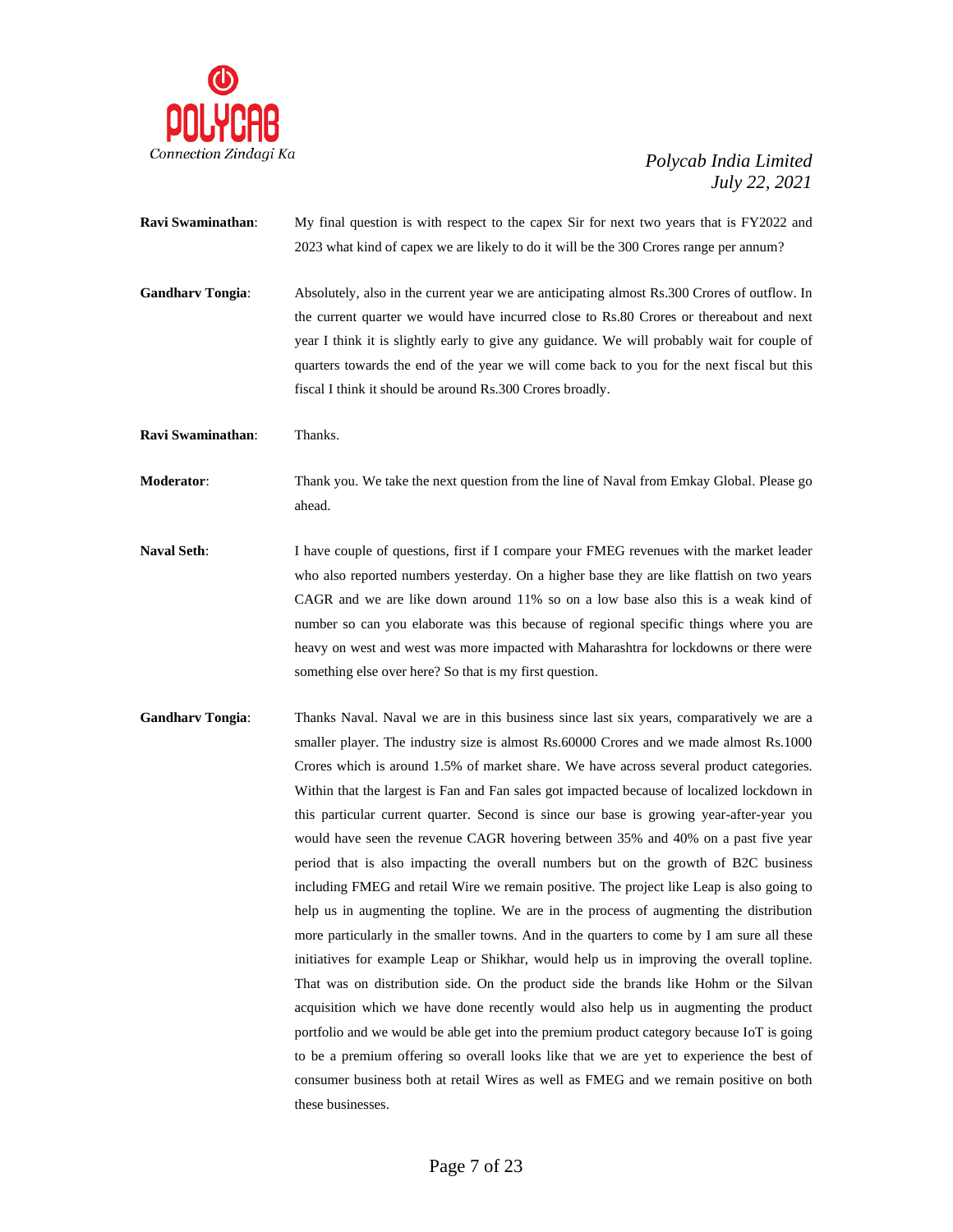**Ravi Swaminathan**: My final question is with respect to the capex Sir for next two years that is FY2022 and 2023 what kind of capex we are likely to do it will be the 300 Crores range per annum?

**Gandharv Tongia**: Absolutely, also in the current year we are anticipating almost Rs.300 Crores of outflow. In the current quarter we would have incurred close to Rs.80 Crores or thereabout and next year I think it is slightly early to give any guidance. We will probably wait for couple of quarters towards the end of the year we will come back to you for the next fiscal but this fiscal I think it should be around Rs.300 Crores broadly.

**Ravi Swaminathan**: Thanks.

**Moderator**: Thank you. We take the next question from the line of Naval from Emkay Global. Please go ahead.

**Naval Seth**: I have couple of questions, first if I compare your FMEG revenues with the market leader who also reported numbers yesterday. On a higher base they are like flattish on two years CAGR and we are like down around 11% so on a low base also this is a weak kind of number so can you elaborate was this because of regional specific things where you are heavy on west and west was more impacted with Maharashtra for lockdowns or there were something else over here? So that is my first question.

**Gandharv Tongia**: Thanks Naval. Naval we are in this business since last six years, comparatively we are a smaller player. The industry size is almost Rs.60000 Crores and we made almost Rs.1000 Crores which is around 1.5% of market share. We have across several product categories. Within that the largest is Fan and Fan sales got impacted because of localized lockdown in this particular current quarter. Second is since our base is growing year-after-year you would have seen the revenue CAGR hovering between 35% and 40% on a past five year period that is also impacting the overall numbers but on the growth of B2C business including FMEG and retail Wire we remain positive. The project like Leap is also going to help us in augmenting the topline. We are in the process of augmenting the distribution more particularly in the smaller towns. And in the quarters to come by I am sure all these initiatives for example Leap or Shikhar, would help us in improving the overall topline. That was on distribution side. On the product side the brands like Hohm or the Silvan acquisition which we have done recently would also help us in augmenting the product portfolio and we would be able get into the premium product category because IoT is going to be a premium offering so overall looks like that we are yet to experience the best of consumer business both at retail Wires as well as FMEG and we remain positive on both these businesses.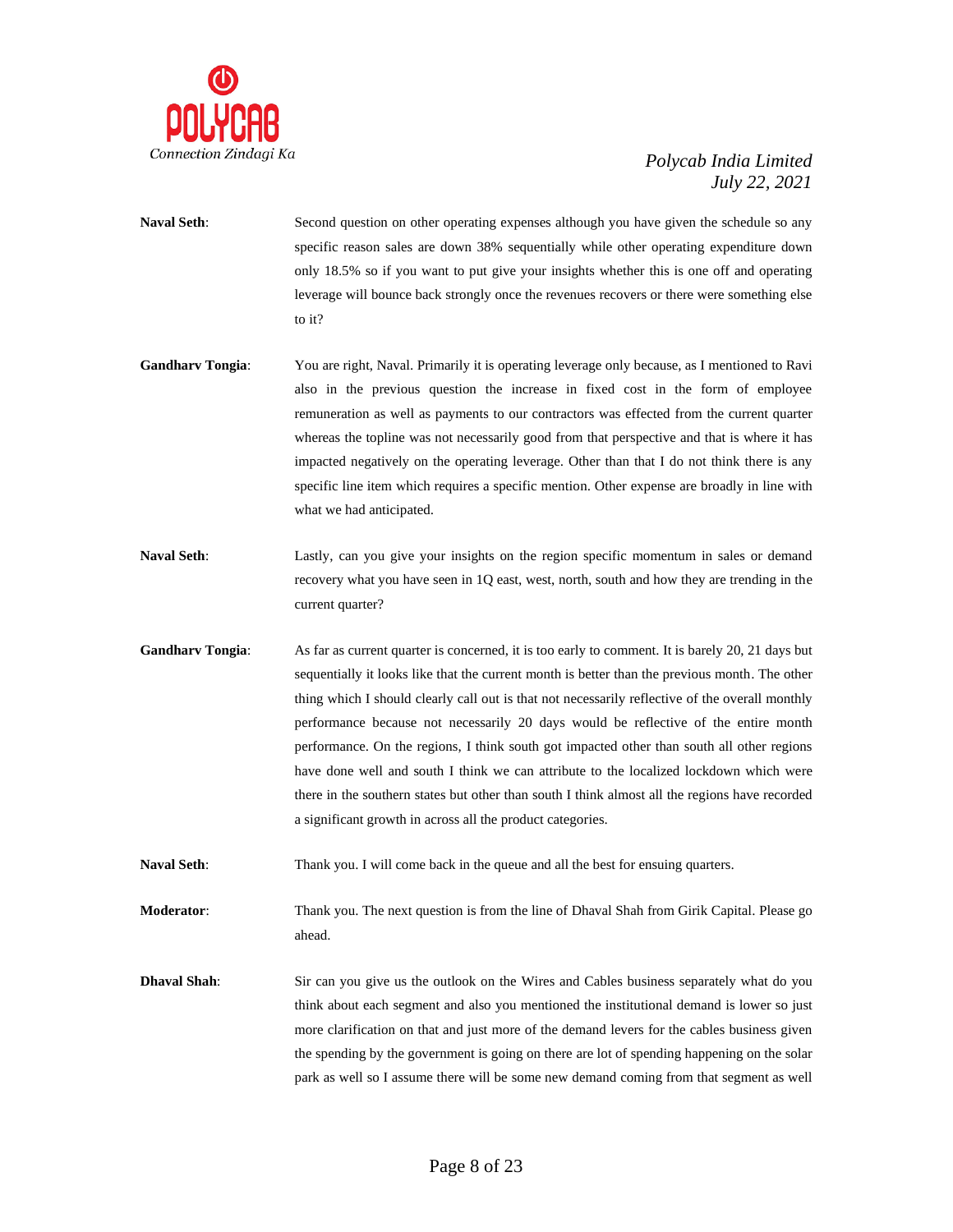**Naval Seth**: Second question on other operating expenses although you have given the schedule so any specific reason sales are down 38% sequentially while other operating expenditure down only 18.5% so if you want to put give your insights whether this is one off and operating leverage will bounce back strongly once the revenues recovers or there were something else to it?

**Gandharv Tongia**: You are right, Naval. Primarily it is operating leverage only because, as I mentioned to Ravi also in the previous question the increase in fixed cost in the form of employee remuneration as well as payments to our contractors was effected from the current quarter whereas the topline was not necessarily good from that perspective and that is where it has impacted negatively on the operating leverage. Other than that I do not think there is any specific line item which requires a specific mention. Other expense are broadly in line with what we had anticipated.

**Naval Seth**: Lastly, can you give your insights on the region specific momentum in sales or demand recovery what you have seen in 1Q east, west, north, south and how they are trending in the current quarter?

**Gandharv Tongia**: As far as current quarter is concerned, it is too early to comment. It is barely 20, 21 days but sequentially it looks like that the current month is better than the previous month. The other thing which I should clearly call out is that not necessarily reflective of the overall monthly performance because not necessarily 20 days would be reflective of the entire month performance. On the regions, I think south got impacted other than south all other regions have done well and south I think we can attribute to the localized lockdown which were there in the southern states but other than south I think almost all the regions have recorded a significant growth in across all the product categories.

**Naval Seth**: Thank you. I will come back in the queue and all the best for ensuing quarters.

**Moderator**: Thank you. The next question is from the line of Dhaval Shah from Girik Capital. Please go ahead.

**Dhaval Shah**: Sir can you give us the outlook on the Wires and Cables business separately what do you think about each segment and also you mentioned the institutional demand is lower so just more clarification on that and just more of the demand levers for the cables business given the spending by the government is going on there are lot of spending happening on the solar park as well so I assume there will be some new demand coming from that segment as well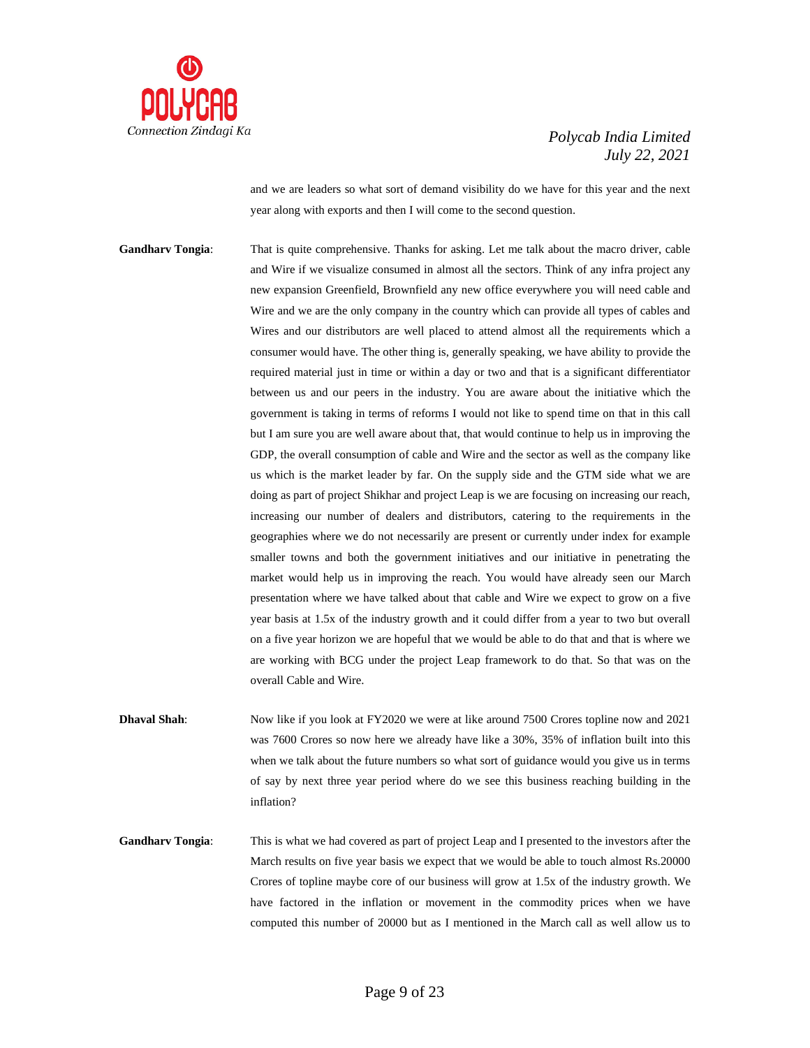and we are leaders so what sort of demand visibility do we have for this year and the next year along with exports and then I will come to the second question.

**Gandharv Tongia**: That is quite comprehensive. Thanks for asking. Let me talk about the macro driver, cable and Wire if we visualize consumed in almost all the sectors. Think of any infra project any new expansion Greenfield, Brownfield any new office everywhere you will need cable and Wire and we are the only company in the country which can provide all types of cables and Wires and our distributors are well placed to attend almost all the requirements which a consumer would have. The other thing is, generally speaking, we have ability to provide the required material just in time or within a day or two and that is a significant differentiator between us and our peers in the industry. You are aware about the initiative which the government is taking in terms of reforms I would not like to spend time on that in this call but I am sure you are well aware about that, that would continue to help us in improving the GDP, the overall consumption of cable and Wire and the sector as well as the company like us which is the market leader by far. On the supply side and the GTM side what we are doing as part of project Shikhar and project Leap is we are focusing on increasing our reach, increasing our number of dealers and distributors, catering to the requirements in the geographies where we do not necessarily are present or currently under index for example smaller towns and both the government initiatives and our initiative in penetrating the market would help us in improving the reach. You would have already seen our March presentation where we have talked about that cable and Wire we expect to grow on a five year basis at 1.5x of the industry growth and it could differ from a year to two but overall on a five year horizon we are hopeful that we would be able to do that and that is where we are working with BCG under the project Leap framework to do that. So that was on the overall Cable and Wire.

**Dhaval Shah**: Now like if you look at FY2020 we were at like around 7500 Crores topline now and 2021 was 7600 Crores so now here we already have like a 30%, 35% of inflation built into this when we talk about the future numbers so what sort of guidance would you give us in terms of say by next three year period where do we see this business reaching building in the inflation?

**Gandharv Tongia**: This is what we had covered as part of project Leap and I presented to the investors after the March results on five year basis we expect that we would be able to touch almost Rs.20000 Crores of topline maybe core of our business will grow at 1.5x of the industry growth. We have factored in the inflation or movement in the commodity prices when we have computed this number of 20000 but as I mentioned in the March call as well allow us to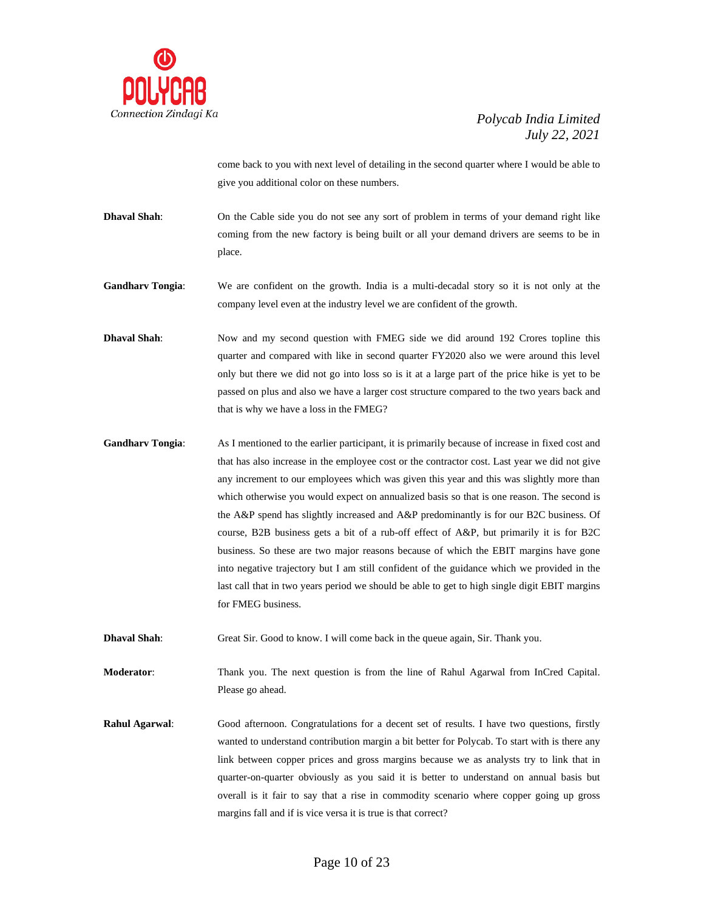come back to you with next level of detailing in the second quarter where I would be able to give you additional color on these numbers.

**Dhaval Shah**: On the Cable side you do not see any sort of problem in terms of your demand right like coming from the new factory is being built or all your demand drivers are seems to be in place.

**Gandharv Tongia**: We are confident on the growth. India is a multi-decadal story so it is not only at the company level even at the industry level we are confident of the growth.

**Dhaval Shah**: Now and my second question with FMEG side we did around 192 Crores topline this quarter and compared with like in second quarter FY2020 also we were around this level only but there we did not go into loss so is it at a large part of the price hike is yet to be passed on plus and also we have a larger cost structure compared to the two years back and that is why we have a loss in the FMEG?

**Gandharv Tongia**: As I mentioned to the earlier participant, it is primarily because of increase in fixed cost and that has also increase in the employee cost or the contractor cost. Last year we did not give any increment to our employees which was given this year and this was slightly more than which otherwise you would expect on annualized basis so that is one reason. The second is the A&P spend has slightly increased and A&P predominantly is for our B2C business. Of course, B2B business gets a bit of a rub-off effect of A&P, but primarily it is for B2C business. So these are two major reasons because of which the EBIT margins have gone into negative trajectory but I am still confident of the guidance which we provided in the last call that in two years period we should be able to get to high single digit EBIT margins for FMEG business.

**Dhaval Shah**: Great Sir. Good to know. I will come back in the queue again, Sir. Thank you.

**Moderator**: Thank you. The next question is from the line of Rahul Agarwal from InCred Capital. Please go ahead.

**Rahul Agarwal**: Good afternoon. Congratulations for a decent set of results. I have two questions, firstly wanted to understand contribution margin a bit better for Polycab. To start with is there any link between copper prices and gross margins because we as analysts try to link that in quarter-on-quarter obviously as you said it is better to understand on annual basis but overall is it fair to say that a rise in commodity scenario where copper going up gross margins fall and if is vice versa it is true is that correct?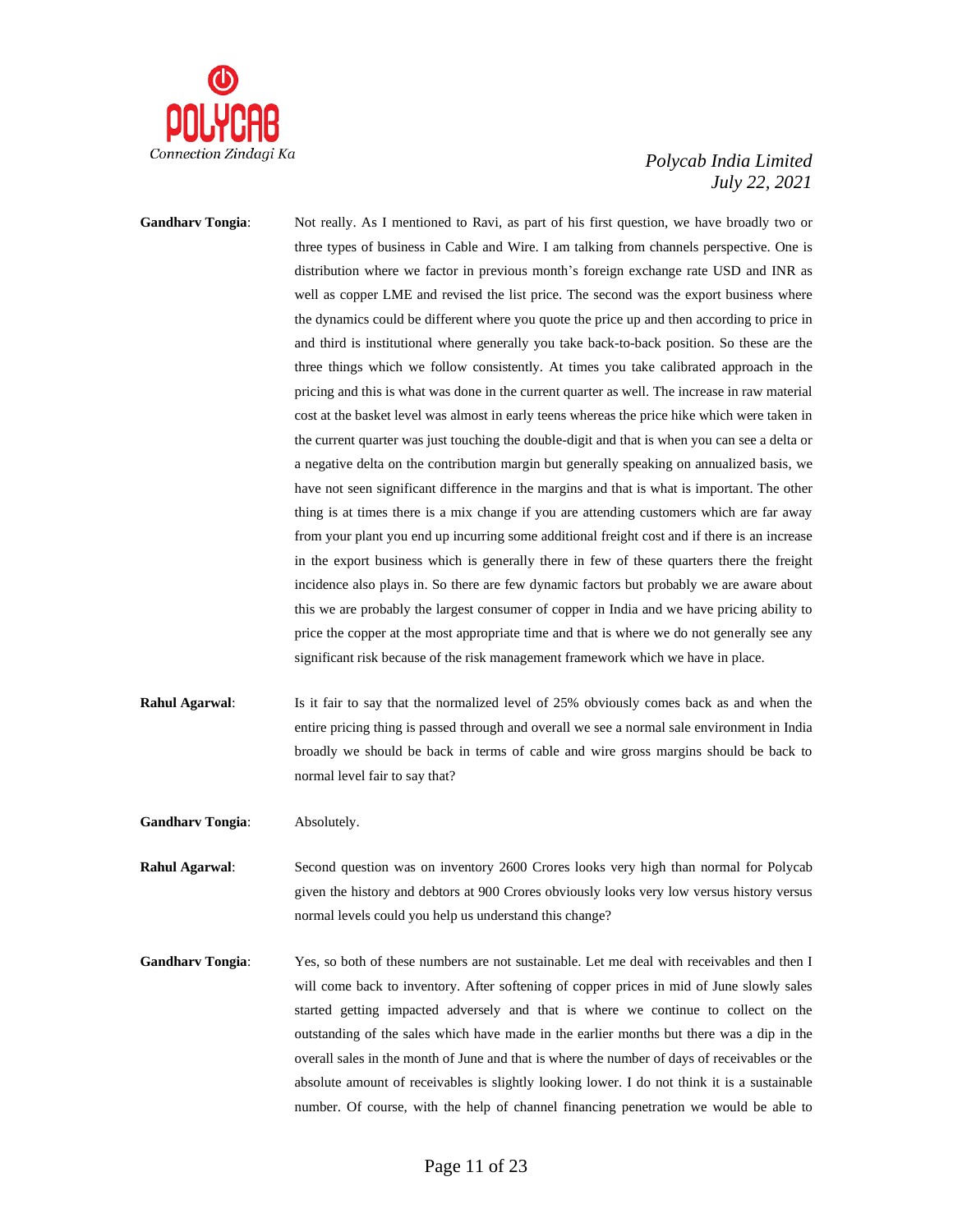**Gandharv Tongia**: Not really. As I mentioned to Ravi, as part of his first question, we have broadly two or three types of business in Cable and Wire. I am talking from channels perspective. One is distribution where we factor in previous month's foreign exchange rate USD and INR as well as copper LME and revised the list price. The second was the export business where the dynamics could be different where you quote the price up and then according to price in and third is institutional where generally you take back-to-back position. So these are the three things which we follow consistently. At times you take calibrated approach in the pricing and this is what was done in the current quarter as well. The increase in raw material cost at the basket level was almost in early teens whereas the price hike which were taken in the current quarter was just touching the double-digit and that is when you can see a delta or a negative delta on the contribution margin but generally speaking on annualized basis, we have not seen significant difference in the margins and that is what is important. The other thing is at times there is a mix change if you are attending customers which are far away from your plant you end up incurring some additional freight cost and if there is an increase in the export business which is generally there in few of these quarters there the freight incidence also plays in. So there are few dynamic factors but probably we are aware about this we are probably the largest consumer of copper in India and we have pricing ability to price the copper at the most appropriate time and that is where we do not generally see any significant risk because of the risk management framework which we have in place.

**Rahul Agarwal**: Is it fair to say that the normalized level of 25% obviously comes back as and when the entire pricing thing is passed through and overall we see a normal sale environment in India broadly we should be back in terms of cable and wire gross margins should be back to normal level fair to say that?

**Gandharv Tongia**: Absolutely.

**Rahul Agarwal**: Second question was on inventory 2600 Crores looks very high than normal for Polycab given the history and debtors at 900 Crores obviously looks very low versus history versus normal levels could you help us understand this change?

**Gandharv Tongia**: Yes, so both of these numbers are not sustainable. Let me deal with receivables and then I will come back to inventory. After softening of copper prices in mid of June slowly sales started getting impacted adversely and that is where we continue to collect on the outstanding of the sales which have made in the earlier months but there was a dip in the overall sales in the month of June and that is where the number of days of receivables or the absolute amount of receivables is slightly looking lower. I do not think it is a sustainable number. Of course, with the help of channel financing penetration we would be able to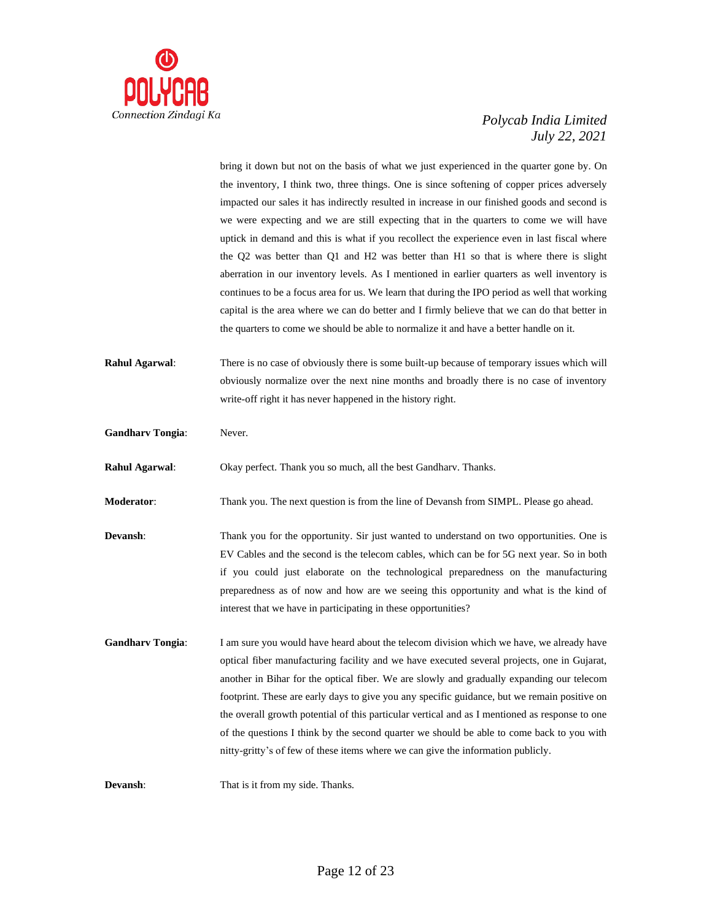bring it down but not on the basis of what we just experienced in the quarter gone by. On the inventory, I think two, three things. One is since softening of copper prices adversely impacted our sales it has indirectly resulted in increase in our finished goods and second is we were expecting and we are still expecting that in the quarters to come we will have uptick in demand and this is what if you recollect the experience even in last fiscal where the Q2 was better than Q1 and H2 was better than H1 so that is where there is slight aberration in our inventory levels. As I mentioned in earlier quarters as well inventory is continues to be a focus area for us. We learn that during the IPO period as well that working capital is the area where we can do better and I firmly believe that we can do that better in the quarters to come we should be able to normalize it and have a better handle on it.

**Rahul Agarwal**: There is no case of obviously there is some built-up because of temporary issues which will obviously normalize over the next nine months and broadly there is no case of inventory write-off right it has never happened in the history right.

**Gandharv Tongia**: Never.

**Rahul Agarwal**: Okay perfect. Thank you so much, all the best Gandharv. Thanks.

**Moderator**: Thank you. The next question is from the line of Devansh from SIMPL. Please go ahead.

**Devansh**: Thank you for the opportunity. Sir just wanted to understand on two opportunities. One is EV Cables and the second is the telecom cables, which can be for 5G next year. So in both if you could just elaborate on the technological preparedness on the manufacturing preparedness as of now and how are we seeing this opportunity and what is the kind of interest that we have in participating in these opportunities?

**Gandharv Tongia**: I am sure you would have heard about the telecom division which we have, we already have optical fiber manufacturing facility and we have executed several projects, one in Gujarat, another in Bihar for the optical fiber. We are slowly and gradually expanding our telecom footprint. These are early days to give you any specific guidance, but we remain positive on the overall growth potential of this particular vertical and as I mentioned as response to one of the questions I think by the second quarter we should be able to come back to you with nitty-gritty's of few of these items where we can give the information publicly.

**Devansh**: That is it from my side. Thanks.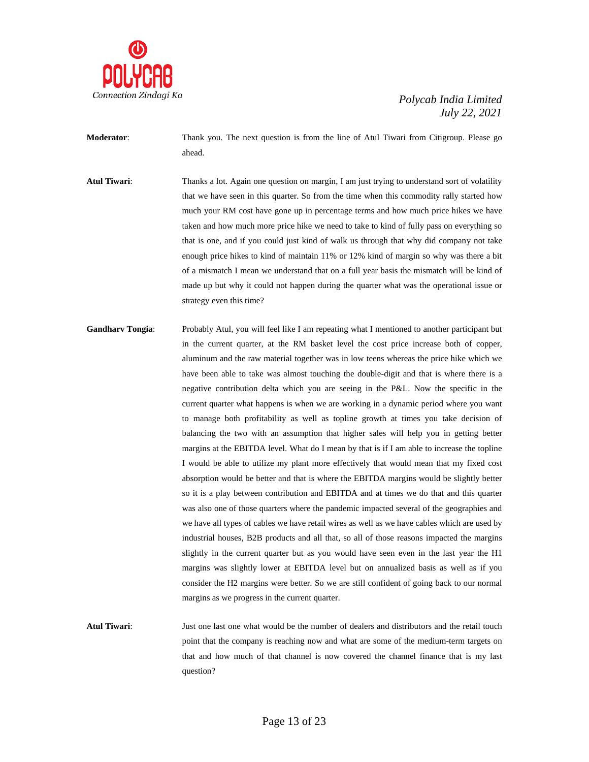**Moderator**: Thank you. The next question is from the line of Atul Tiwari from Citigroup. Please go ahead.

**Atul Tiwari**: Thanks a lot. Again one question on margin, I am just trying to understand sort of volatility that we have seen in this quarter. So from the time when this commodity rally started how much your RM cost have gone up in percentage terms and how much price hikes we have taken and how much more price hike we need to take to kind of fully pass on everything so that is one, and if you could just kind of walk us through that why did company not take enough price hikes to kind of maintain 11% or 12% kind of margin so why was there a bit of a mismatch I mean we understand that on a full year basis the mismatch will be kind of made up but why it could not happen during the quarter what was the operational issue or strategy even this time?

**Gandharv Tongia**: Probably Atul, you will feel like I am repeating what I mentioned to another participant but in the current quarter, at the RM basket level the cost price increase both of copper, aluminum and the raw material together was in low teens whereas the price hike which we have been able to take was almost touching the double-digit and that is where there is a negative contribution delta which you are seeing in the P&L. Now the specific in the current quarter what happens is when we are working in a dynamic period where you want to manage both profitability as well as topline growth at times you take decision of balancing the two with an assumption that higher sales will help you in getting better margins at the EBITDA level. What do I mean by that is if I am able to increase the topline I would be able to utilize my plant more effectively that would mean that my fixed cost absorption would be better and that is where the EBITDA margins would be slightly better so it is a play between contribution and EBITDA and at times we do that and this quarter was also one of those quarters where the pandemic impacted several of the geographies and we have all types of cables we have retail wires as well as we have cables which are used by industrial houses, B2B products and all that, so all of those reasons impacted the margins slightly in the current quarter but as you would have seen even in the last year the H1 margins was slightly lower at EBITDA level but on annualized basis as well as if you consider the H2 margins were better. So we are still confident of going back to our normal margins as we progress in the current quarter.

**Atul Tiwari**: Just one last one what would be the number of dealers and distributors and the retail touch point that the company is reaching now and what are some of the medium-term targets on that and how much of that channel is now covered the channel finance that is my last question?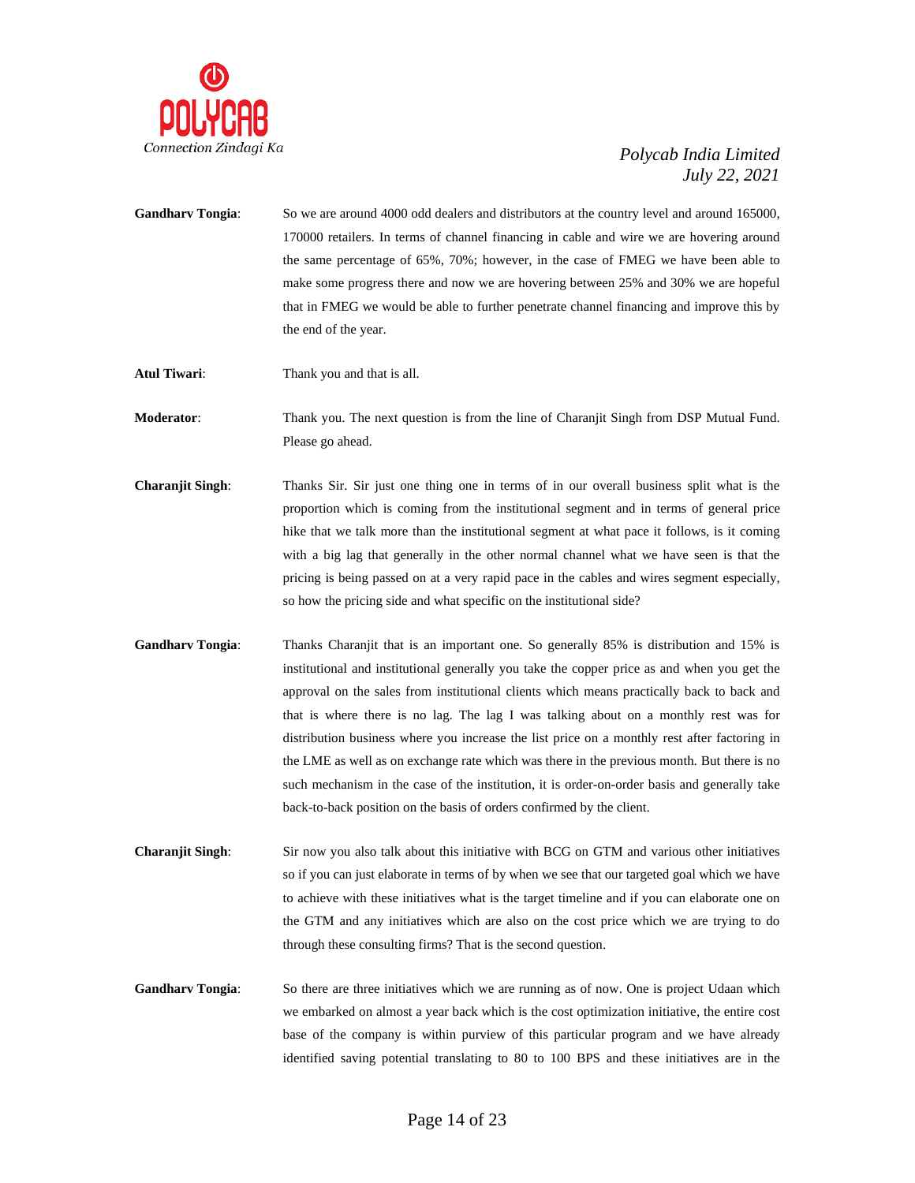**Gandharv Tongia**: So we are around 4000 odd dealers and distributors at the country level and around 165000, 170000 retailers. In terms of channel financing in cable and wire we are hovering around the same percentage of 65%, 70%; however, in the case of FMEG we have been able to make some progress there and now we are hovering between 25% and 30% we are hopeful that in FMEG we would be able to further penetrate channel financing and improve this by the end of the year.

**Atul Tiwari**: Thank you and that is all.

**Moderator**: Thank you. The next question is from the line of Charanjit Singh from DSP Mutual Fund. Please go ahead.

**Charanjit Singh**: Thanks Sir. Sir just one thing one in terms of in our overall business split what is the proportion which is coming from the institutional segment and in terms of general price hike that we talk more than the institutional segment at what pace it follows, is it coming with a big lag that generally in the other normal channel what we have seen is that the pricing is being passed on at a very rapid pace in the cables and wires segment especially, so how the pricing side and what specific on the institutional side?

**Gandharv Tongia**: Thanks Charanjit that is an important one. So generally 85% is distribution and 15% is institutional and institutional generally you take the copper price as and when you get the approval on the sales from institutional clients which means practically back to back and that is where there is no lag. The lag I was talking about on a monthly rest was for distribution business where you increase the list price on a monthly rest after factoring in the LME as well as on exchange rate which was there in the previous month. But there is no such mechanism in the case of the institution, it is order-on-order basis and generally take back-to-back position on the basis of orders confirmed by the client.

**Charanjit Singh**: Sir now you also talk about this initiative with BCG on GTM and various other initiatives so if you can just elaborate in terms of by when we see that our targeted goal which we have to achieve with these initiatives what is the target timeline and if you can elaborate one on the GTM and any initiatives which are also on the cost price which we are trying to do through these consulting firms? That is the second question.

**Gandharv Tongia**: So there are three initiatives which we are running as of now. One is project Udaan which we embarked on almost a year back which is the cost optimization initiative, the entire cost base of the company is within purview of this particular program and we have already identified saving potential translating to 80 to 100 BPS and these initiatives are in the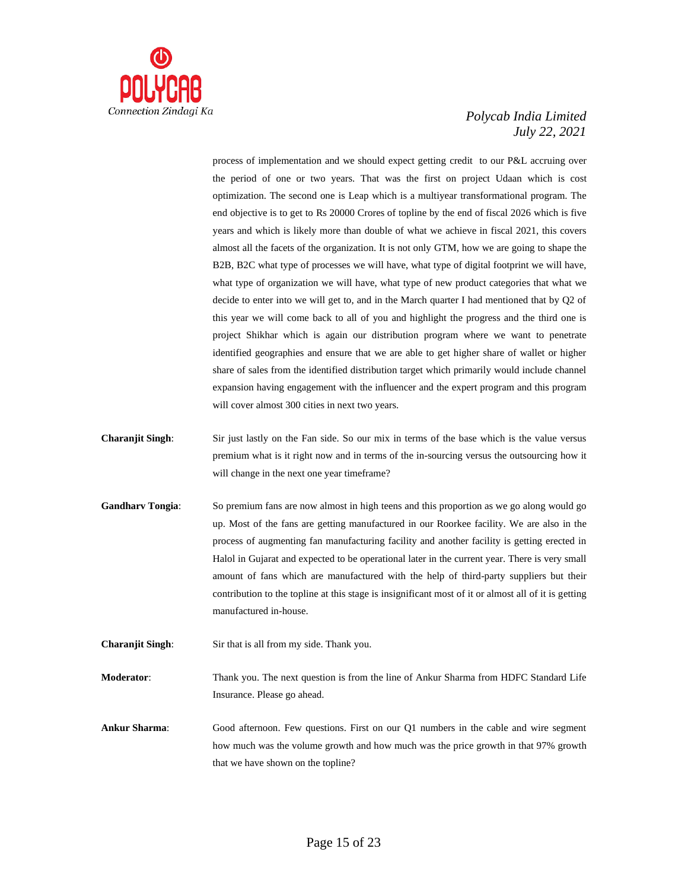process of implementation and we should expect getting credit to our P&L accruing over the period of one or two years. That was the first on project Udaan which is cost optimization. The second one is Leap which is a multiyear transformational program. The end objective is to get to Rs 20000 Crores of topline by the end of fiscal 2026 which is five years and which is likely more than double of what we achieve in fiscal 2021, this covers almost all the facets of the organization. It is not only GTM, how we are going to shape the B2B, B2C what type of processes we will have, what type of digital footprint we will have, what type of organization we will have, what type of new product categories that what we decide to enter into we will get to, and in the March quarter I had mentioned that by Q2 of this year we will come back to all of you and highlight the progress and the third one is project Shikhar which is again our distribution program where we want to penetrate identified geographies and ensure that we are able to get higher share of wallet or higher share of sales from the identified distribution target which primarily would include channel expansion having engagement with the influencer and the expert program and this program will cover almost 300 cities in next two years.

**Charanjit Singh**: Sir just lastly on the Fan side. So our mix in terms of the base which is the value versus premium what is it right now and in terms of the in-sourcing versus the outsourcing how it will change in the next one year timeframe?

**Gandharv Tongia**: So premium fans are now almost in high teens and this proportion as we go along would go up. Most of the fans are getting manufactured in our Roorkee facility. We are also in the process of augmenting fan manufacturing facility and another facility is getting erected in Halol in Gujarat and expected to be operational later in the current year. There is very small amount of fans which are manufactured with the help of third-party suppliers but their contribution to the topline at this stage is insignificant most of it or almost all of it is getting manufactured in-house.

**Charanjit Singh**: Sir that is all from my side. Thank you.

**Moderator**: Thank you. The next question is from the line of Ankur Sharma from HDFC Standard Life Insurance. Please go ahead.

**Ankur Sharma**: Good afternoon. Few questions. First on our Q1 numbers in the cable and wire segment how much was the volume growth and how much was the price growth in that 97% growth that we have shown on the topline?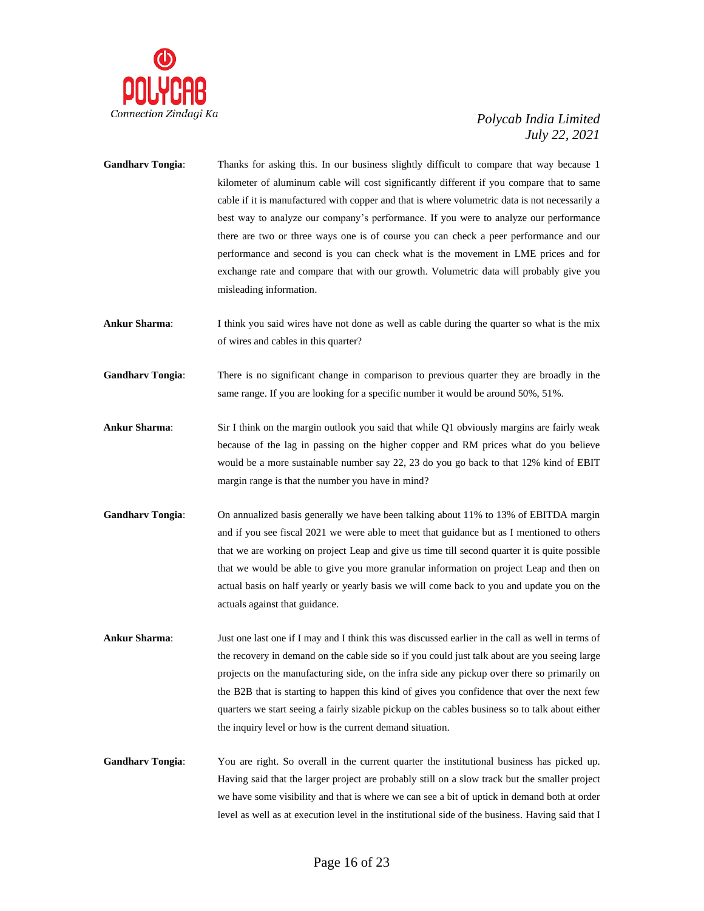**Gandharv Tongia**: Thanks for asking this. In our business slightly difficult to compare that way because 1 kilometer of aluminum cable will cost significantly different if you compare that to same cable if it is manufactured with copper and that is where volumetric data is not necessarily a best way to analyze our company's performance. If you were to analyze our performance there are two or three ways one is of course you can check a peer performance and our performance and second is you can check what is the movement in LME prices and for exchange rate and compare that with our growth. Volumetric data will probably give you misleading information.

**Ankur Sharma**: I think you said wires have not done as well as cable during the quarter so what is the mix of wires and cables in this quarter?

**Gandharv Tongia**: There is no significant change in comparison to previous quarter they are broadly in the same range. If you are looking for a specific number it would be around 50%, 51%.

**Ankur Sharma**: Sir I think on the margin outlook you said that while Q1 obviously margins are fairly weak because of the lag in passing on the higher copper and RM prices what do you believe would be a more sustainable number say 22, 23 do you go back to that 12% kind of EBIT margin range is that the number you have in mind?

**Gandharv Tongia**: On annualized basis generally we have been talking about 11% to 13% of EBITDA margin and if you see fiscal 2021 we were able to meet that guidance but as I mentioned to others that we are working on project Leap and give us time till second quarter it is quite possible that we would be able to give you more granular information on project Leap and then on actual basis on half yearly or yearly basis we will come back to you and update you on the actuals against that guidance.

**Ankur Sharma**: Just one last one if I may and I think this was discussed earlier in the call as well in terms of the recovery in demand on the cable side so if you could just talk about are you seeing large projects on the manufacturing side, on the infra side any pickup over there so primarily on the B2B that is starting to happen this kind of gives you confidence that over the next few quarters we start seeing a fairly sizable pickup on the cables business so to talk about either the inquiry level or how is the current demand situation.

**Gandharv Tongia**: You are right. So overall in the current quarter the institutional business has picked up. Having said that the larger project are probably still on a slow track but the smaller project we have some visibility and that is where we can see a bit of uptick in demand both at order level as well as at execution level in the institutional side of the business. Having said that I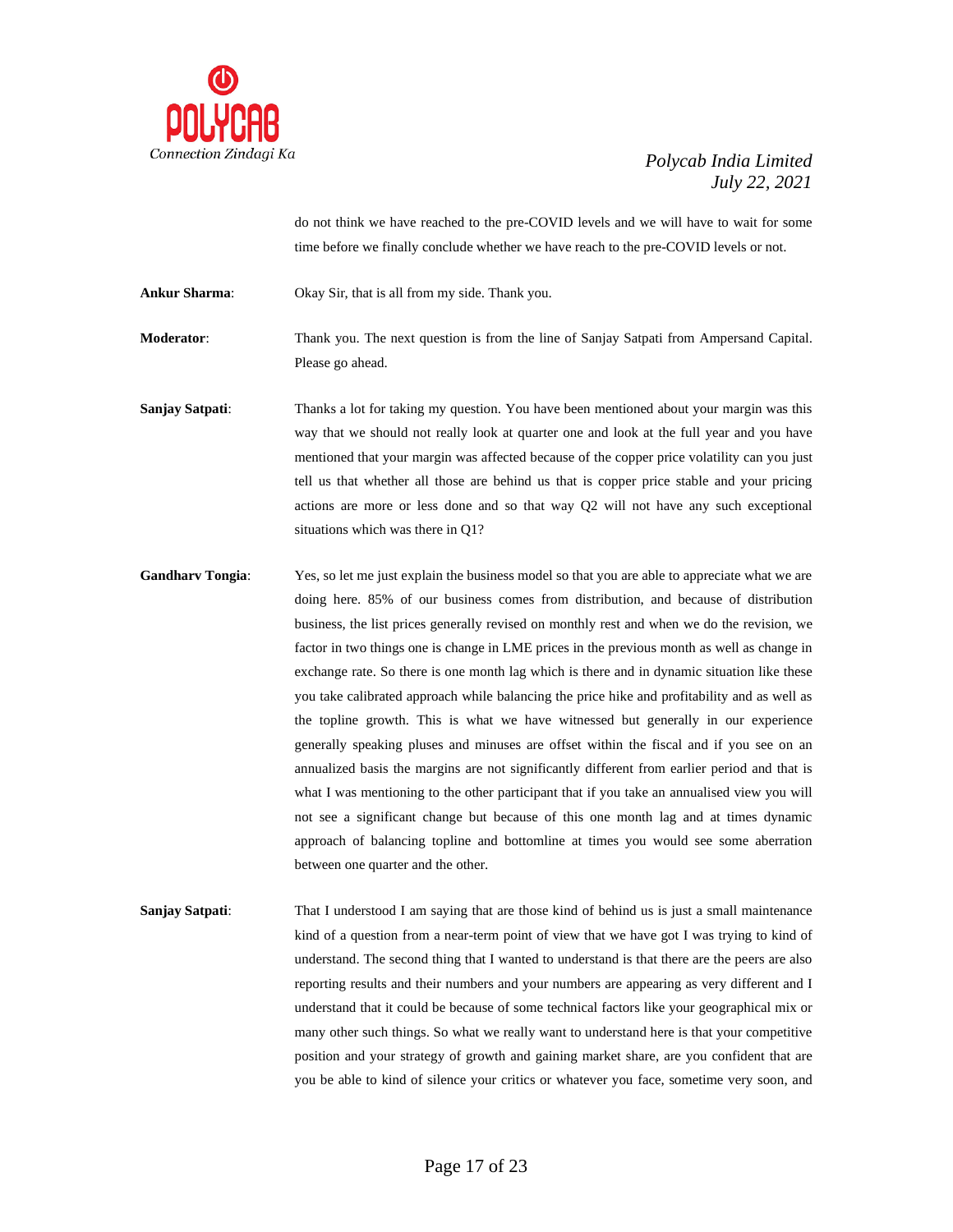do not think we have reached to the pre-COVID levels and we will have to wait for some time before we finally conclude whether we have reach to the pre-COVID levels or not.

**Ankur Sharma**: Okay Sir, that is all from my side. Thank you.

**Moderator**: Thank you. The next question is from the line of Sanjay Satpati from Ampersand Capital. Please go ahead.

**Sanjay Satpati**: Thanks a lot for taking my question. You have been mentioned about your margin was this way that we should not really look at quarter one and look at the full year and you have mentioned that your margin was affected because of the copper price volatility can you just tell us that whether all those are behind us that is copper price stable and your pricing actions are more or less done and so that way Q2 will not have any such exceptional situations which was there in Q1?

**Gandharv Tongia**: Yes, so let me just explain the business model so that you are able to appreciate what we are doing here. 85% of our business comes from distribution, and because of distribution business, the list prices generally revised on monthly rest and when we do the revision, we factor in two things one is change in LME prices in the previous month as well as change in exchange rate. So there is one month lag which is there and in dynamic situation like these you take calibrated approach while balancing the price hike and profitability and as well as the topline growth. This is what we have witnessed but generally in our experience generally speaking pluses and minuses are offset within the fiscal and if you see on an annualized basis the margins are not significantly different from earlier period and that is what I was mentioning to the other participant that if you take an annualised view you will not see a significant change but because of this one month lag and at times dynamic approach of balancing topline and bottomline at times you would see some aberration between one quarter and the other.

**Sanjay Satpati**: That I understood I am saying that are those kind of behind us is just a small maintenance kind of a question from a near-term point of view that we have got I was trying to kind of understand. The second thing that I wanted to understand is that there are the peers are also reporting results and their numbers and your numbers are appearing as very different and I understand that it could be because of some technical factors like your geographical mix or many other such things. So what we really want to understand here is that your competitive position and your strategy of growth and gaining market share, are you confident that are you be able to kind of silence your critics or whatever you face, sometime very soon, and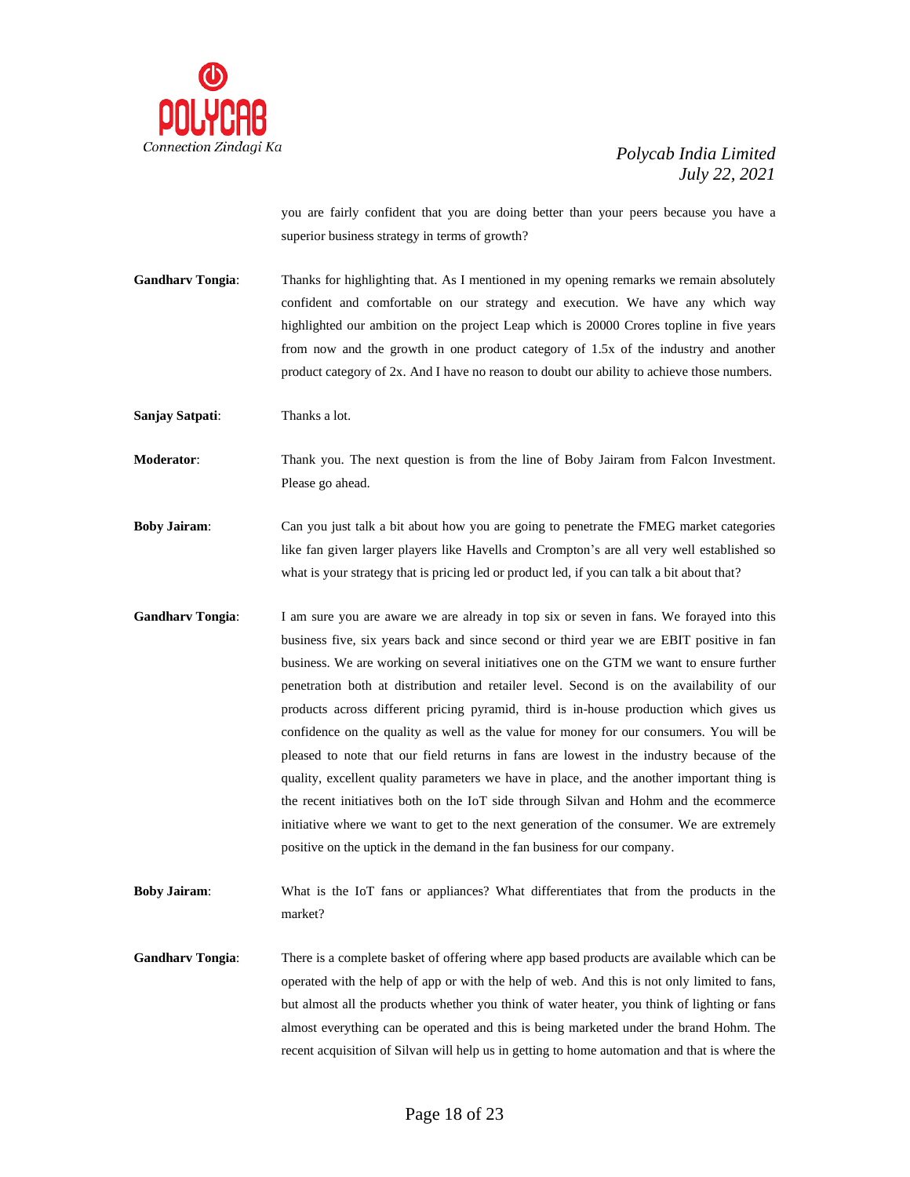you are fairly confident that you are doing better than your peers because you have a superior business strategy in terms of growth?

**Gandharv Tongia**: Thanks for highlighting that. As I mentioned in my opening remarks we remain absolutely confident and comfortable on our strategy and execution. We have any which way highlighted our ambition on the project Leap which is 20000 Crores topline in five years from now and the growth in one product category of 1.5x of the industry and another product category of 2x. And I have no reason to doubt our ability to achieve those numbers.

**Sanjay Satpati**: Thanks a lot.

**Moderator**: Thank you. The next question is from the line of Boby Jairam from Falcon Investment. Please go ahead.

**Boby Jairam**: Can you just talk a bit about how you are going to penetrate the FMEG market categories like fan given larger players like Havells and Crompton's are all very well established so what is your strategy that is pricing led or product led, if you can talk a bit about that?

**Gandharv Tongia**: I am sure you are aware we are already in top six or seven in fans. We forayed into this business five, six years back and since second or third year we are EBIT positive in fan business. We are working on several initiatives one on the GTM we want to ensure further penetration both at distribution and retailer level. Second is on the availability of our products across different pricing pyramid, third is in-house production which gives us confidence on the quality as well as the value for money for our consumers. You will be pleased to note that our field returns in fans are lowest in the industry because of the quality, excellent quality parameters we have in place, and the another important thing is the recent initiatives both on the IoT side through Silvan and Hohm and the ecommerce initiative where we want to get to the next generation of the consumer. We are extremely positive on the uptick in the demand in the fan business for our company.

**Boby Jairam**: What is the IoT fans or appliances? What differentiates that from the products in the market?

**Gandharv Tongia**: There is a complete basket of offering where app based products are available which can be operated with the help of app or with the help of web. And this is not only limited to fans, but almost all the products whether you think of water heater, you think of lighting or fans almost everything can be operated and this is being marketed under the brand Hohm. The recent acquisition of Silvan will help us in getting to home automation and that is where the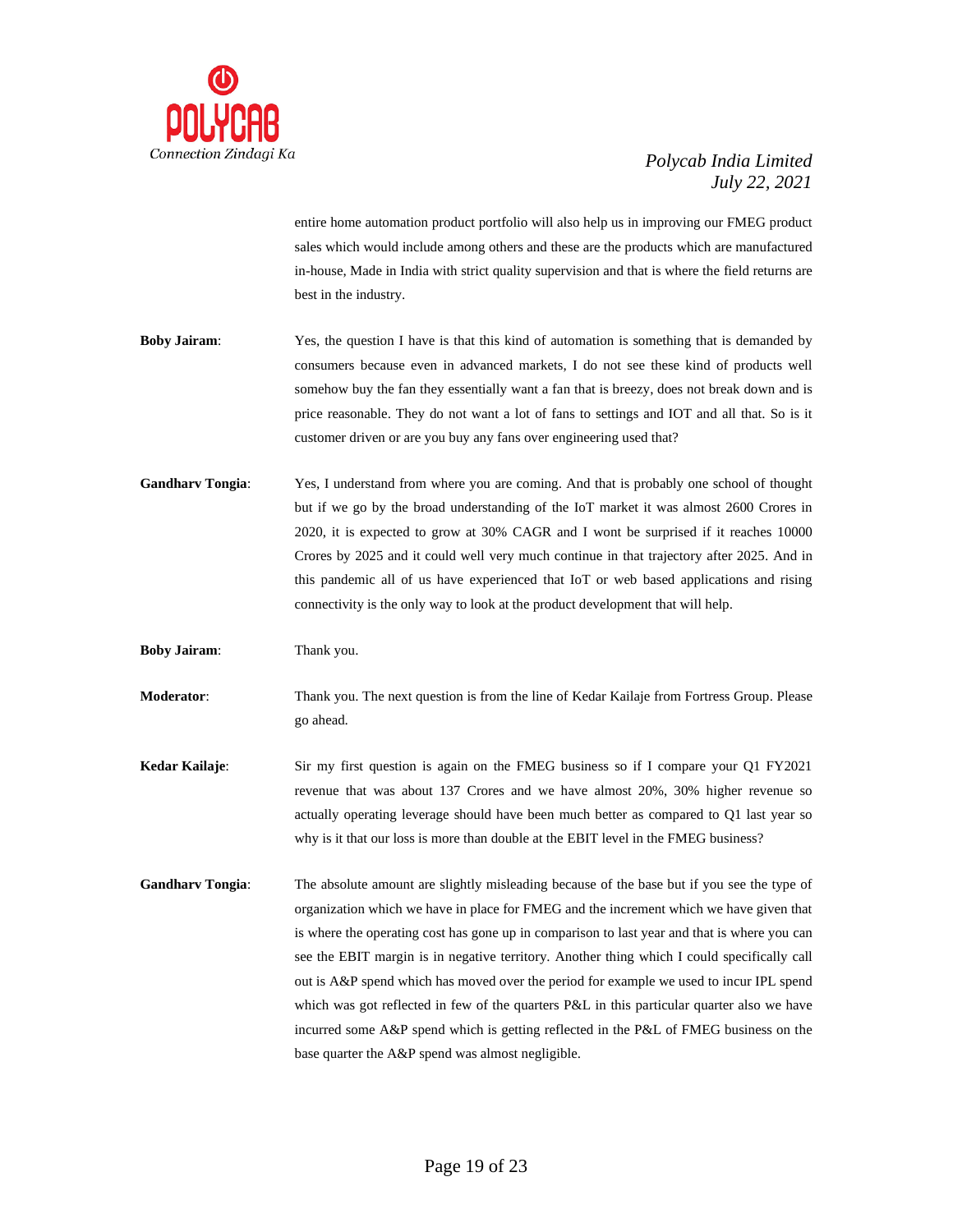entire home automation product portfolio will also help us in improving our FMEG product sales which would include among others and these are the products which are manufactured in-house, Made in India with strict quality supervision and that is where the field returns are best in the industry.

**Boby Jairam**: Yes, the question I have is that this kind of automation is something that is demanded by consumers because even in advanced markets, I do not see these kind of products well somehow buy the fan they essentially want a fan that is breezy, does not break down and is price reasonable. They do not want a lot of fans to settings and IOT and all that. So is it customer driven or are you buy any fans over engineering used that?

**Gandharv Tongia**: Yes, I understand from where you are coming. And that is probably one school of thought but if we go by the broad understanding of the IoT market it was almost 2600 Crores in 2020, it is expected to grow at 30% CAGR and I wont be surprised if it reaches 10000 Crores by 2025 and it could well very much continue in that trajectory after 2025. And in this pandemic all of us have experienced that IoT or web based applications and rising connectivity is the only way to look at the product development that will help.

**Boby Jairam**: Thank you.

**Moderator**: Thank you. The next question is from the line of Kedar Kailaje from Fortress Group. Please go ahead.

**Kedar Kailaje**: Sir my first question is again on the FMEG business so if I compare your Q1 FY2021 revenue that was about 137 Crores and we have almost 20%, 30% higher revenue so actually operating leverage should have been much better as compared to Q1 last year so why is it that our loss is more than double at the EBIT level in the FMEG business?

**Gandharv Tongia**: The absolute amount are slightly misleading because of the base but if you see the type of organization which we have in place for FMEG and the increment which we have given that is where the operating cost has gone up in comparison to last year and that is where you can see the EBIT margin is in negative territory. Another thing which I could specifically call out is A&P spend which has moved over the period for example we used to incur IPL spend which was got reflected in few of the quarters P&L in this particular quarter also we have incurred some A&P spend which is getting reflected in the P&L of FMEG business on the base quarter the A&P spend was almost negligible.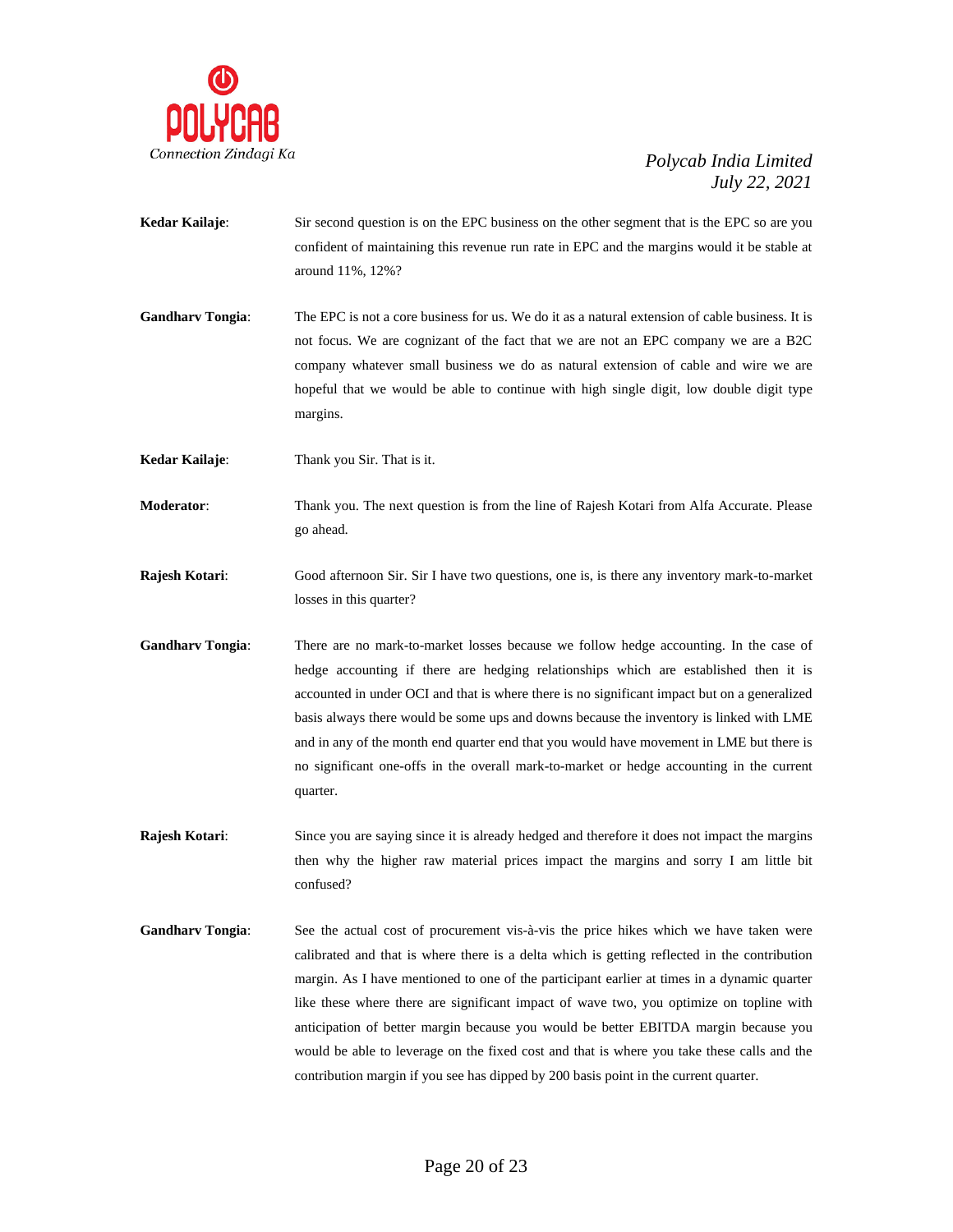**Kedar Kailaje**: Sir second question is on the EPC business on the other segment that is the EPC so are you confident of maintaining this revenue run rate in EPC and the margins would it be stable at around 11%, 12%?

**Gandharv Tongia**: The EPC is not a core business for us. We do it as a natural extension of cable business. It is not focus. We are cognizant of the fact that we are not an EPC company we are a B2C company whatever small business we do as natural extension of cable and wire we are hopeful that we would be able to continue with high single digit, low double digit type margins.

**Kedar Kailaje**: Thank you Sir. That is it.

**Moderator**: Thank you. The next question is from the line of Rajesh Kotari from Alfa Accurate. Please go ahead.

**Rajesh Kotari**: Good afternoon Sir. Sir I have two questions, one is, is there any inventory mark-to-market losses in this quarter?

**Gandharv Tongia**: There are no mark-to-market losses because we follow hedge accounting. In the case of hedge accounting if there are hedging relationships which are established then it is accounted in under OCI and that is where there is no significant impact but on a generalized basis always there would be some ups and downs because the inventory is linked with LME and in any of the month end quarter end that you would have movement in LME but there is no significant one-offs in the overall mark-to-market or hedge accounting in the current quarter.

**Rajesh Kotari**: Since you are saying since it is already hedged and therefore it does not impact the margins then why the higher raw material prices impact the margins and sorry I am little bit confused?

**Gandharv Tongia**: See the actual cost of procurement vis-à-vis the price hikes which we have taken were calibrated and that is where there is a delta which is getting reflected in the contribution margin. As I have mentioned to one of the participant earlier at times in a dynamic quarter like these where there are significant impact of wave two, you optimize on topline with anticipation of better margin because you would be better EBITDA margin because you would be able to leverage on the fixed cost and that is where you take these calls and the contribution margin if you see has dipped by 200 basis point in the current quarter.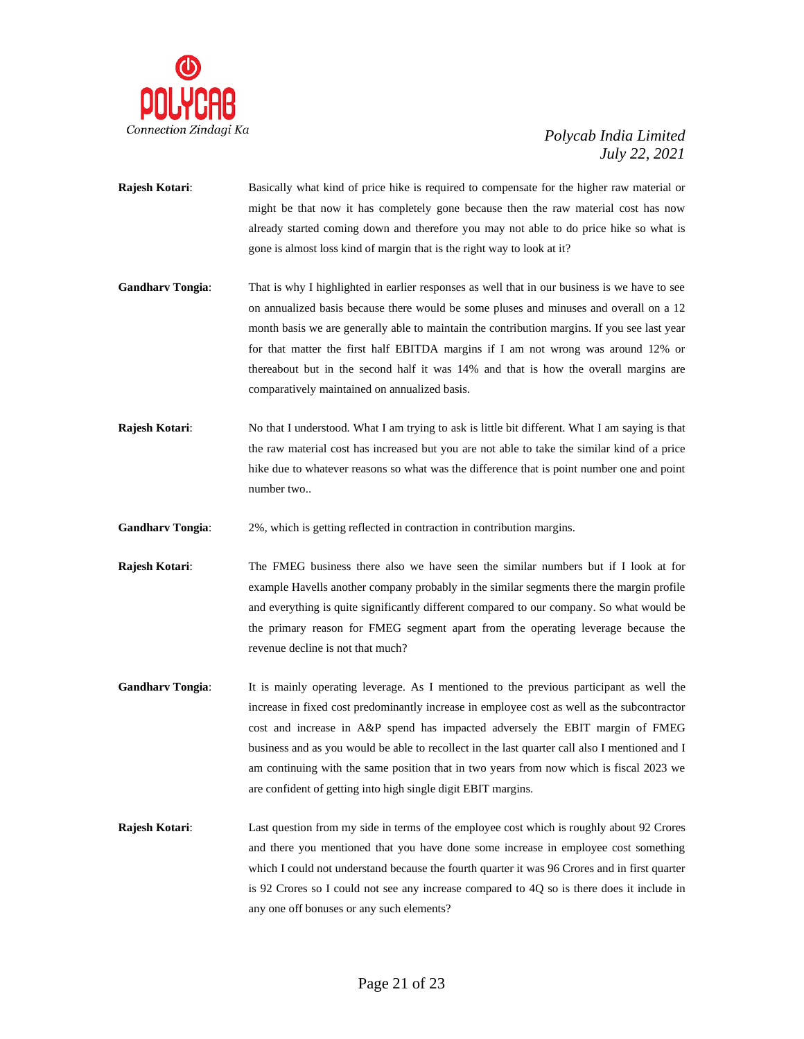**Rajesh Kotari**: Basically what kind of price hike is required to compensate for the higher raw material or might be that now it has completely gone because then the raw material cost has now already started coming down and therefore you may not able to do price hike so what is gone is almost loss kind of margin that is the right way to look at it?

**Gandharv Tongia**: That is why I highlighted in earlier responses as well that in our business is we have to see on annualized basis because there would be some pluses and minuses and overall on a 12 month basis we are generally able to maintain the contribution margins. If you see last year for that matter the first half EBITDA margins if I am not wrong was around 12% or thereabout but in the second half it was 14% and that is how the overall margins are comparatively maintained on annualized basis.

**Rajesh Kotari**: No that I understood. What I am trying to ask is little bit different. What I am saying is that the raw material cost has increased but you are not able to take the similar kind of a price hike due to whatever reasons so what was the difference that is point number one and point number two..

**Gandharv Tongia**: 2%, which is getting reflected in contraction in contribution margins.

**Rajesh Kotari**: The FMEG business there also we have seen the similar numbers but if I look at for example Havells another company probably in the similar segments there the margin profile and everything is quite significantly different compared to our company. So what would be the primary reason for FMEG segment apart from the operating leverage because the revenue decline is not that much?

**Gandharv Tongia**: It is mainly operating leverage. As I mentioned to the previous participant as well the increase in fixed cost predominantly increase in employee cost as well as the subcontractor cost and increase in A&P spend has impacted adversely the EBIT margin of FMEG business and as you would be able to recollect in the last quarter call also I mentioned and I am continuing with the same position that in two years from now which is fiscal 2023 we are confident of getting into high single digit EBIT margins.

**Rajesh Kotari**: Last question from my side in terms of the employee cost which is roughly about 92 Crores and there you mentioned that you have done some increase in employee cost something which I could not understand because the fourth quarter it was 96 Crores and in first quarter is 92 Crores so I could not see any increase compared to 4Q so is there does it include in any one off bonuses or any such elements?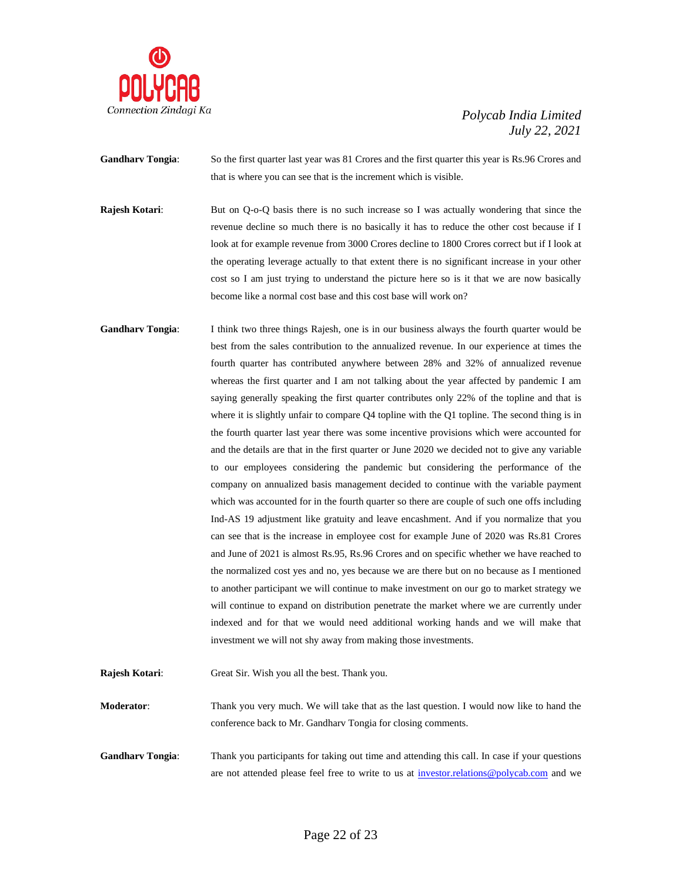**Gandharv Tongia**: So the first quarter last year was 81 Crores and the first quarter this year is Rs.96 Crores and that is where you can see that is the increment which is visible.

**Rajesh Kotari**: But on Q-o-Q basis there is no such increase so I was actually wondering that since the revenue decline so much there is no basically it has to reduce the other cost because if I look at for example revenue from 3000 Crores decline to 1800 Crores correct but if I look at the operating leverage actually to that extent there is no significant increase in your other cost so I am just trying to understand the picture here so is it that we are now basically become like a normal cost base and this cost base will work on?

**Gandharv Tongia**: I think two three things Rajesh, one is in our business always the fourth quarter would be best from the sales contribution to the annualized revenue. In our experience at times the fourth quarter has contributed anywhere between 28% and 32% of annualized revenue whereas the first quarter and I am not talking about the year affected by pandemic I am saying generally speaking the first quarter contributes only 22% of the topline and that is where it is slightly unfair to compare Q4 topline with the Q1 topline. The second thing is in the fourth quarter last year there was some incentive provisions which were accounted for and the details are that in the first quarter or June 2020 we decided not to give any variable to our employees considering the pandemic but considering the performance of the company on annualized basis management decided to continue with the variable payment which was accounted for in the fourth quarter so there are couple of such one offs including Ind-AS 19 adjustment like gratuity and leave encashment. And if you normalize that you can see that is the increase in employee cost for example June of 2020 was Rs.81 Crores and June of 2021 is almost Rs.95, Rs.96 Crores and on specific whether we have reached to the normalized cost yes and no, yes because we are there but on no because as I mentioned to another participant we will continue to make investment on our go to market strategy we will continue to expand on distribution penetrate the market where we are currently under indexed and for that we would need additional working hands and we will make that investment we will not shy away from making those investments.

**Rajesh Kotari**: Great Sir. Wish you all the best. Thank you.

**Moderator**: Thank you very much. We will take that as the last question. I would now like to hand the conference back to Mr. Gandharv Tongia for closing comments.

**Gandharv Tongia**: Thank you participants for taking out time and attending this call. In case if your questions are not attended please feel free to write to us at investor.relations@polycab.com and we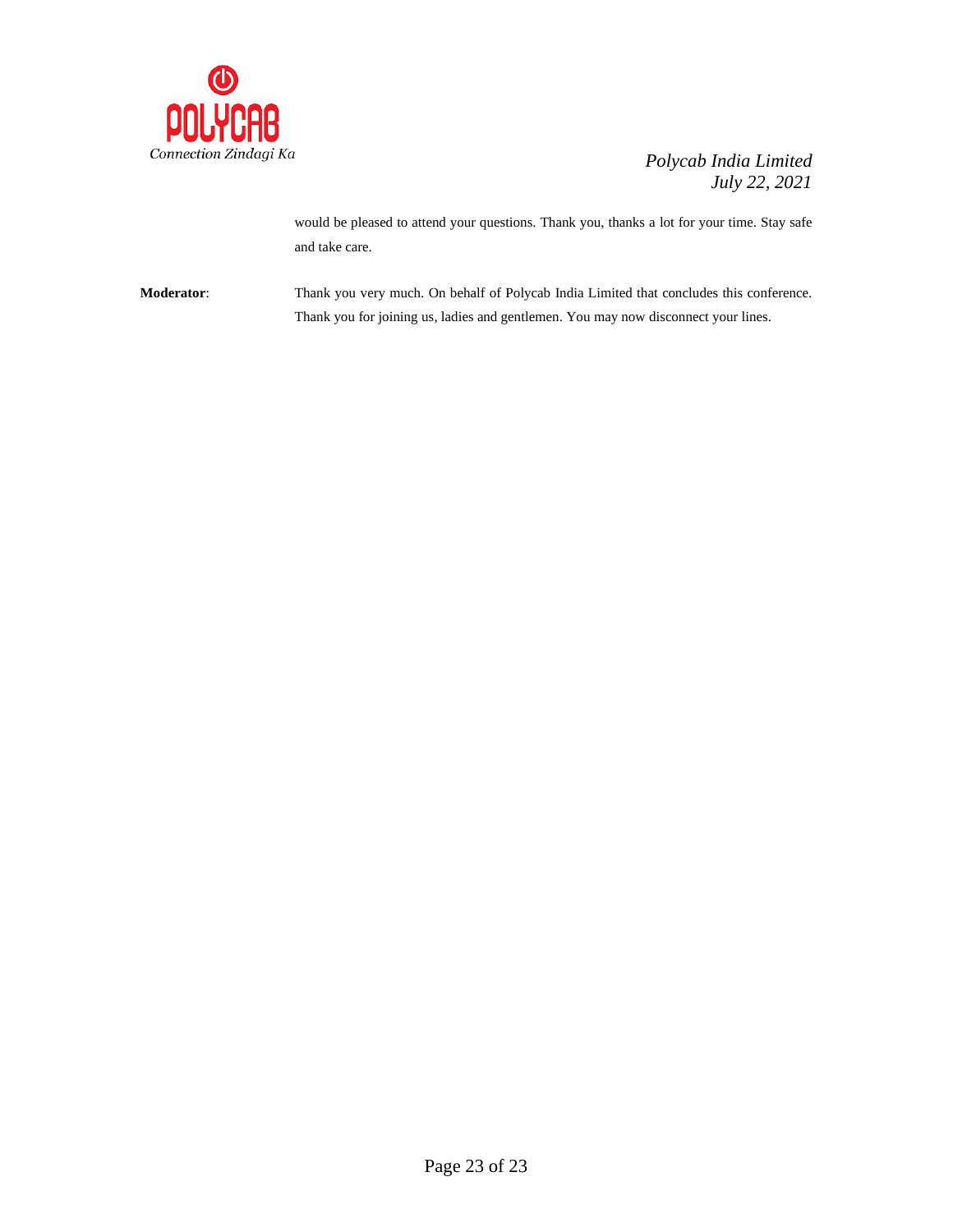would be pleased to attend your questions. Thank you, thanks a lot for your time. Stay safe and take care.

**Moderator**: Thank you very much. On behalf of Polycab India Limited that concludes this conference. Thank you for joining us, ladies and gentlemen. You may now disconnect your lines.